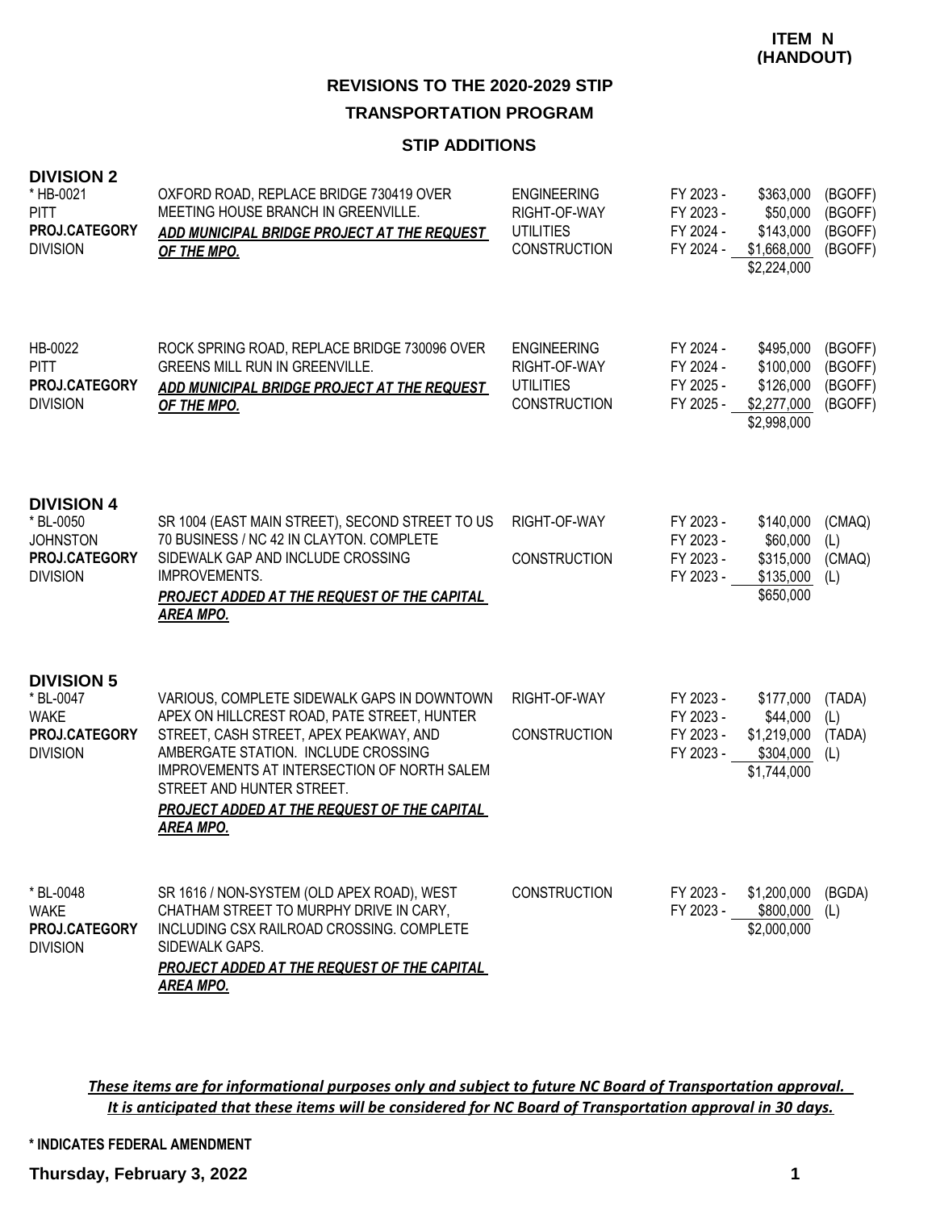**ITEM N (HANDOUT)**

## REVISIONS TO THE 2020-2029 STIP

## TRANSPORTATION PROGRAM

### STIP ADDITIONS

### DIVISION 2

| Project | Description | Phase | Fiscal Year | Amount | Fund |
|---|---|---|---|---|---|
| * HB-0021<br>PITT<br>**PROJ.CATEGORY**<br>DIVISION | OXFORD ROAD, REPLACE BRIDGE 730419 OVER MEETING HOUSE BRANCH IN GREENVILLE.<br>***ADD MUNICIPAL BRIDGE PROJECT AT THE REQUEST OF THE MPO.*** | ENGINEERING | FY 2023 - | $363,000 | (BGOFF) |
| | | RIGHT-OF-WAY | FY 2023 - | $50,000 | (BGOFF) |
| | | UTILITIES | FY 2024 - | $143,000 | (BGOFF) |
| | | CONSTRUCTION | FY 2024 - | $1,668,000 | (BGOFF) |
| | | | | $2,224,000 | |
| HB-0022<br>PITT<br>**PROJ.CATEGORY**<br>DIVISION | ROCK SPRING ROAD, REPLACE BRIDGE 730096 OVER GREENS MILL RUN IN GREENVILLE.<br>***ADD MUNICIPAL BRIDGE PROJECT AT THE REQUEST OF THE MPO.*** | ENGINEERING | FY 2024 - | $495,000 | (BGOFF) |
| | | RIGHT-OF-WAY | FY 2024 - | $100,000 | (BGOFF) |
| | | UTILITIES | FY 2025 - | $126,000 | (BGOFF) |
| | | CONSTRUCTION | FY 2025 - | $2,277,000 | (BGOFF) |
| | | | | $2,998,000 | |

### DIVISION 4

| Project | Description | Phase | Fiscal Year | Amount | Fund |
|---|---|---|---|---|---|
| * BL-0050<br>JOHNSTON<br>**PROJ.CATEGORY**<br>DIVISION | SR 1004 (EAST MAIN STREET), SECOND STREET TO US 70 BUSINESS / NC 42 IN CLAYTON. COMPLETE SIDEWALK GAP AND INCLUDE CROSSING IMPROVEMENTS.<br>***PROJECT ADDED AT THE REQUEST OF THE CAPITAL AREA MPO.*** | RIGHT-OF-WAY | FY 2023 - | $140,000 | (CMAQ) |
| | | | FY 2023 - | $60,000 | (L) |
| | | CONSTRUCTION | FY 2023 - | $315,000 | (CMAQ) |
| | | | FY 2023 - | $135,000 | (L) |
| | | | | $650,000 | |

### DIVISION 5

| Project | Description | Phase | Fiscal Year | Amount | Fund |
|---|---|---|---|---|---|
| * BL-0047<br>WAKE<br>**PROJ.CATEGORY**<br>DIVISION | VARIOUS, COMPLETE SIDEWALK GAPS IN DOWNTOWN APEX ON HILLCREST ROAD, PATE STREET, HUNTER STREET, CASH STREET, APEX PEAKWAY, AND AMBERGATE STATION. INCLUDE CROSSING IMPROVEMENTS AT INTERSECTION OF NORTH SALEM STREET AND HUNTER STREET.<br>***PROJECT ADDED AT THE REQUEST OF THE CAPITAL AREA MPO.*** | RIGHT-OF-WAY | FY 2023 - | $177,000 | (TADA) |
| | | | FY 2023 - | $44,000 | (L) |
| | | CONSTRUCTION | FY 2023 - | $1,219,000 | (TADA) |
| | | | FY 2023 - | $304,000 | (L) |
| | | | | $1,744,000 | |
| * BL-0048<br>WAKE<br>**PROJ.CATEGORY**<br>DIVISION | SR 1616 / NON-SYSTEM (OLD APEX ROAD), WEST CHATHAM STREET TO MURPHY DRIVE IN CARY, INCLUDING CSX RAILROAD CROSSING. COMPLETE SIDEWALK GAPS.<br>***PROJECT ADDED AT THE REQUEST OF THE CAPITAL AREA MPO.*** | CONSTRUCTION | FY 2023 - | $1,200,000 | (BGDA) |
| | | | FY 2023 - | $800,000 | (L) |
| | | | | $2,000,000 | |

***These items are for informational purposes only and subject to future NC Board of Transportation approval. It is anticipated that these items will be considered for NC Board of Transportation approval in 30 days.***

**\* INDICATES FEDERAL AMENDMENT**

**Thursday, February 3, 2022**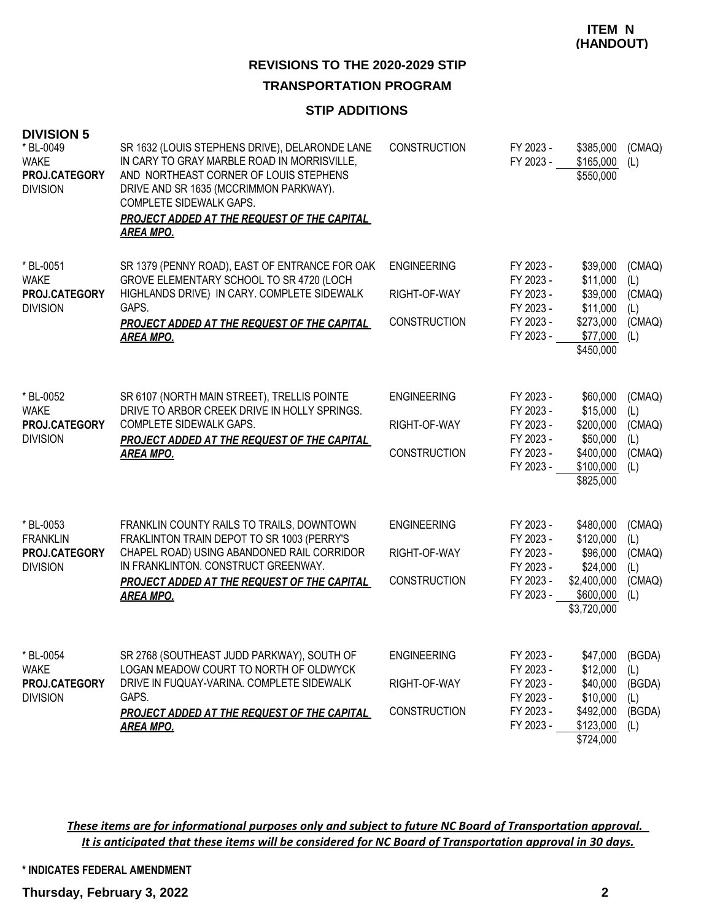**ITEM N (HANDOUT)**

## REVISIONS TO THE 2020-2029 STIP

## TRANSPORTATION PROGRAM

### STIP ADDITIONS

**DIVISION 5**

| Project | Description | Phase | Fiscal Year | Amount | Source |
|---|---|---|---|---|---|
| * BL-0049<br>WAKE<br>**PROJ.CATEGORY**<br>DIVISION | SR 1632 (LOUIS STEPHENS DRIVE), DELARONDE LANE IN CARY TO GRAY MARBLE ROAD IN MORRISVILLE, AND NORTHEAST CORNER OF LOUIS STEPHENS DRIVE AND SR 1635 (MCCRIMMON PARKWAY). COMPLETE SIDEWALK GAPS.<br>***PROJECT ADDED AT THE REQUEST OF THE CAPITAL AREA MPO.*** | CONSTRUCTION | FY 2023 - | $385,000 | (CMAQ) |
| | | | FY 2023 - | $165,000 | (L) |
| | | | | $550,000 | |
| * BL-0051<br>WAKE<br>**PROJ.CATEGORY**<br>DIVISION | SR 1379 (PENNY ROAD), EAST OF ENTRANCE FOR OAK GROVE ELEMENTARY SCHOOL TO SR 4720 (LOCH HIGHLANDS DRIVE) IN CARY. COMPLETE SIDEWALK GAPS.<br>***PROJECT ADDED AT THE REQUEST OF THE CAPITAL AREA MPO.*** | ENGINEERING | FY 2023 - | $39,000 | (CMAQ) |
| | | | FY 2023 - | $11,000 | (L) |
| | | RIGHT-OF-WAY | FY 2023 - | $39,000 | (CMAQ) |
| | | | FY 2023 - | $11,000 | (L) |
| | | CONSTRUCTION | FY 2023 - | $273,000 | (CMAQ) |
| | | | FY 2023 - | $77,000 | (L) |
| | | | | $450,000 | |
| * BL-0052<br>WAKE<br>**PROJ.CATEGORY**<br>DIVISION | SR 6107 (NORTH MAIN STREET), TRELLIS POINTE DRIVE TO ARBOR CREEK DRIVE IN HOLLY SPRINGS. COMPLETE SIDEWALK GAPS.<br>***PROJECT ADDED AT THE REQUEST OF THE CAPITAL AREA MPO.*** | ENGINEERING | FY 2023 - | $60,000 | (CMAQ) |
| | | | FY 2023 - | $15,000 | (L) |
| | | RIGHT-OF-WAY | FY 2023 - | $200,000 | (CMAQ) |
| | | | FY 2023 - | $50,000 | (L) |
| | | CONSTRUCTION | FY 2023 - | $400,000 | (CMAQ) |
| | | | FY 2023 - | $100,000 | (L) |
| | | | | $825,000 | |
| * BL-0053<br>FRANKLIN<br>**PROJ.CATEGORY**<br>DIVISION | FRANKLIN COUNTY RAILS TO TRAILS, DOWNTOWN FRAKLINTON TRAIN DEPOT TO SR 1003 (PERRY'S CHAPEL ROAD) USING ABANDONED RAIL CORRIDOR IN FRANKLINTON. CONSTRUCT GREENWAY.<br>***PROJECT ADDED AT THE REQUEST OF THE CAPITAL AREA MPO.*** | ENGINEERING | FY 2023 - | $480,000 | (CMAQ) |
| | | | FY 2023 - | $120,000 | (L) |
| | | RIGHT-OF-WAY | FY 2023 - | $96,000 | (CMAQ) |
| | | | FY 2023 - | $24,000 | (L) |
| | | CONSTRUCTION | FY 2023 - | $2,400,000 | (CMAQ) |
| | | | FY 2023 - | $600,000 | (L) |
| | | | | $3,720,000 | |
| * BL-0054<br>WAKE<br>**PROJ.CATEGORY**<br>DIVISION | SR 2768 (SOUTHEAST JUDD PARKWAY), SOUTH OF LOGAN MEADOW COURT TO NORTH OF OLDWYCK DRIVE IN FUQUAY-VARINA. COMPLETE SIDEWALK GAPS.<br>***PROJECT ADDED AT THE REQUEST OF THE CAPITAL AREA MPO.*** | ENGINEERING | FY 2023 - | $47,000 | (BGDA) |
| | | | FY 2023 - | $12,000 | (L) |
| | | RIGHT-OF-WAY | FY 2023 - | $40,000 | (BGDA) |
| | | | FY 2023 - | $10,000 | (L) |
| | | CONSTRUCTION | FY 2023 - | $492,000 | (BGDA) |
| | | | FY 2023 - | $123,000 | (L) |
| | | | | $724,000 | |

***These items are for informational purposes only and subject to future NC Board of Transportation approval. It is anticipated that these items will be considered for NC Board of Transportation approval in 30 days.***

**\* INDICATES FEDERAL AMENDMENT**

**Thursday, February 3, 2022**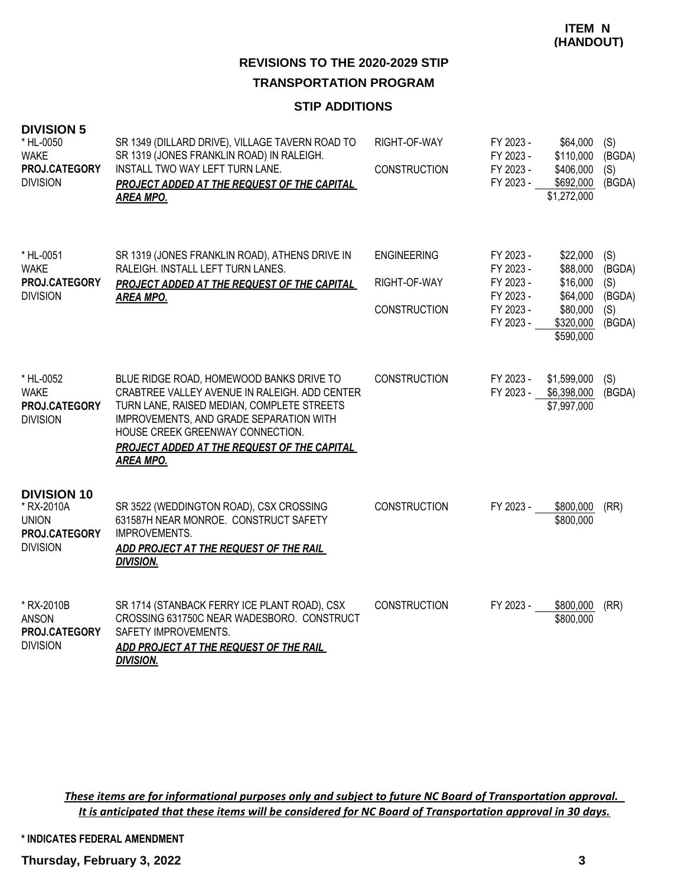**ITEM N (HANDOUT)**

## REVISIONS TO THE 2020-2029 STIP

## TRANSPORTATION PROGRAM

### STIP ADDITIONS

**DIVISION 5**

| Project | Description | Phase | Fiscal Year | Amount | Source |
|---|---|---|---|---|---|
| * HL-0050<br>WAKE<br>**PROJ.CATEGORY**<br>DIVISION | SR 1349 (DILLARD DRIVE), VILLAGE TAVERN ROAD TO SR 1319 (JONES FRANKLIN ROAD) IN RALEIGH. INSTALL TWO WAY LEFT TURN LANE.<br>***PROJECT ADDED AT THE REQUEST OF THE CAPITAL AREA MPO.*** | RIGHT-OF-WAY | FY 2023 - | $64,000 | (S) |
| | | | FY 2023 - | $110,000 | (BGDA) |
| | | CONSTRUCTION | FY 2023 - | $406,000 | (S) |
| | | | FY 2023 - | $692,000 | (BGDA) |
| | | | | $1,272,000 | |
| * HL-0051<br>WAKE<br>**PROJ.CATEGORY**<br>DIVISION | SR 1319 (JONES FRANKLIN ROAD), ATHENS DRIVE IN RALEIGH. INSTALL LEFT TURN LANES.<br>***PROJECT ADDED AT THE REQUEST OF THE CAPITAL AREA MPO.*** | ENGINEERING | FY 2023 - | $22,000 | (S) |
| | | | FY 2023 - | $88,000 | (BGDA) |
| | | RIGHT-OF-WAY | FY 2023 - | $16,000 | (S) |
| | | | FY 2023 - | $64,000 | (BGDA) |
| | | CONSTRUCTION | FY 2023 - | $80,000 | (S) |
| | | | FY 2023 - | $320,000 | (BGDA) |
| | | | | $590,000 | |
| * HL-0052<br>WAKE<br>**PROJ.CATEGORY**<br>DIVISION | BLUE RIDGE ROAD, HOMEWOOD BANKS DRIVE TO CRABTREE VALLEY AVENUE IN RALEIGH. ADD CENTER TURN LANE, RAISED MEDIAN, COMPLETE STREETS IMPROVEMENTS, AND GRADE SEPARATION WITH HOUSE CREEK GREENWAY CONNECTION.<br>***PROJECT ADDED AT THE REQUEST OF THE CAPITAL AREA MPO.*** | CONSTRUCTION | FY 2023 - | $1,599,000 | (S) |
| | | | FY 2023 - | $6,398,000 | (BGDA) |
| | | | | $7,997,000 | |

**DIVISION 10**

| Project | Description | Phase | Fiscal Year | Amount | Source |
|---|---|---|---|---|---|
| * RX-2010A<br>UNION<br>**PROJ.CATEGORY**<br>DIVISION | SR 3522 (WEDDINGTON ROAD), CSX CROSSING 631587H NEAR MONROE. CONSTRUCT SAFETY IMPROVEMENTS.<br>***ADD PROJECT AT THE REQUEST OF THE RAIL DIVISION.*** | CONSTRUCTION | FY 2023 - | $800,000 | (RR) |
| | | | | $800,000 | |
| * RX-2010B<br>ANSON<br>**PROJ.CATEGORY**<br>DIVISION | SR 1714 (STANBACK FERRY ICE PLANT ROAD), CSX CROSSING 631750C NEAR WADESBORO. CONSTRUCT SAFETY IMPROVEMENTS.<br>***ADD PROJECT AT THE REQUEST OF THE RAIL DIVISION.*** | CONSTRUCTION | FY 2023 - | $800,000 | (RR) |
| | | | | $800,000 | |

*These items are for informational purposes only and subject to future NC Board of Transportation approval. It is anticipated that these items will be considered for NC Board of Transportation approval in 30 days.*

\* INDICATES FEDERAL AMENDMENT

**Thursday, February 3, 2022**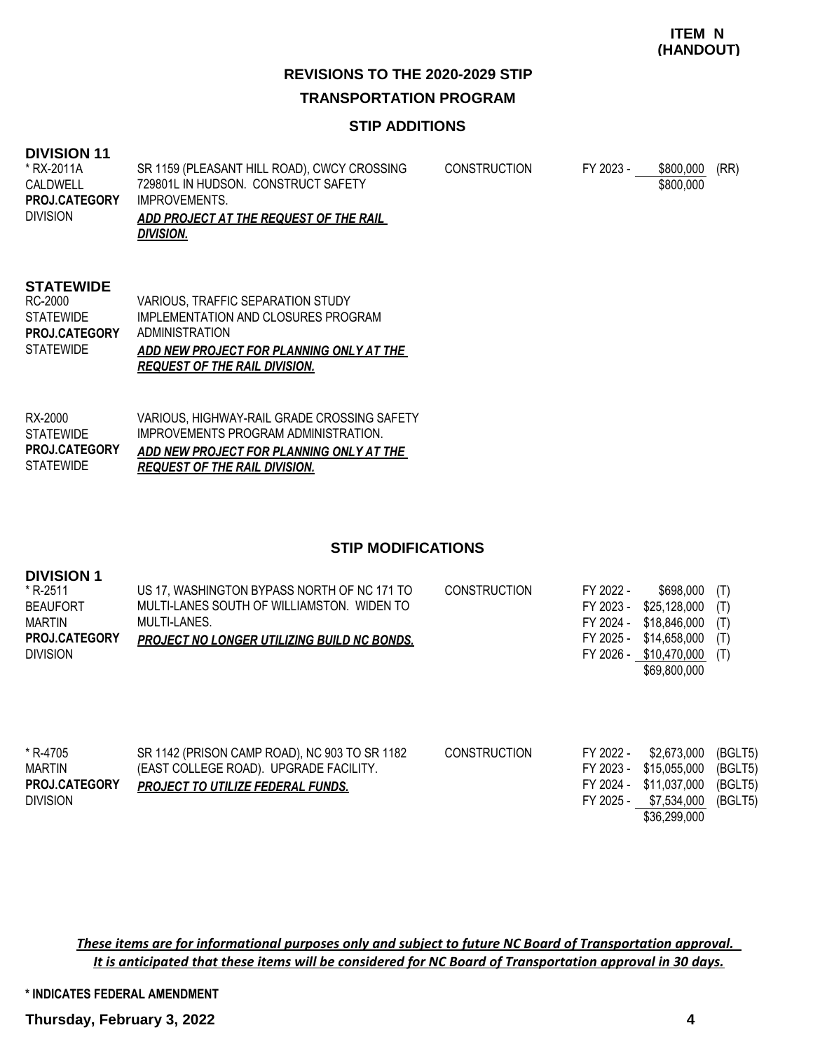**ITEM N (HANDOUT)**

## REVISIONS TO THE 2020-2029 STIP

## TRANSPORTATION PROGRAM

### STIP ADDITIONS

**DIVISION 11**

| | | | | | |
|---|---|---|---|---|---|
| * RX-2011A<br>CALDWELL<br>**PROJ.CATEGORY**<br>DIVISION | SR 1159 (PLEASANT HILL ROAD), CWCY CROSSING 729801L IN HUDSON. CONSTRUCT SAFETY IMPROVEMENTS.<br>***ADD PROJECT AT THE REQUEST OF THE RAIL DIVISION.*** | CONSTRUCTION | FY 2023 - | $800,000 | (RR) |
| | | | | $800,000 | |

**STATEWIDE**

| | |
|---|---|
| RC-2000<br>STATEWIDE<br>**PROJ.CATEGORY**<br>STATEWIDE | VARIOUS, TRAFFIC SEPARATION STUDY IMPLEMENTATION AND CLOSURES PROGRAM ADMINISTRATION<br>***ADD NEW PROJECT FOR PLANNING ONLY AT THE REQUEST OF THE RAIL DIVISION.*** |
| RX-2000<br>STATEWIDE<br>**PROJ.CATEGORY**<br>STATEWIDE | VARIOUS, HIGHWAY-RAIL GRADE CROSSING SAFETY IMPROVEMENTS PROGRAM ADMINISTRATION.<br>***ADD NEW PROJECT FOR PLANNING ONLY AT THE REQUEST OF THE RAIL DIVISION.*** |

### STIP MODIFICATIONS

**DIVISION 1**

| | | | | | |
|---|---|---|---|---|---|
| * R-2511<br>BEAUFORT<br>MARTIN<br>**PROJ.CATEGORY**<br>DIVISION | US 17, WASHINGTON BYPASS NORTH OF NC 171 TO MULTI-LANES SOUTH OF WILLIAMSTON. WIDEN TO MULTI-LANES.<br>***PROJECT NO LONGER UTILIZING BUILD NC BONDS.*** | CONSTRUCTION | FY 2022 - | $698,000 | (T) |
| | | | FY 2023 - | $25,128,000 | (T) |
| | | | FY 2024 - | $18,846,000 | (T) |
| | | | FY 2025 - | $14,658,000 | (T) |
| | | | FY 2026 - | $10,470,000 | (T) |
| | | | | $69,800,000 | |
| * R-4705<br>MARTIN<br>**PROJ.CATEGORY**<br>DIVISION | SR 1142 (PRISON CAMP ROAD), NC 903 TO SR 1182 (EAST COLLEGE ROAD). UPGRADE FACILITY.<br>***PROJECT TO UTILIZE FEDERAL FUNDS.*** | CONSTRUCTION | FY 2022 - | $2,673,000 | (BGLT5) |
| | | | FY 2023 - | $15,055,000 | (BGLT5) |
| | | | FY 2024 - | $11,037,000 | (BGLT5) |
| | | | FY 2025 - | $7,534,000 | (BGLT5) |
| | | | | $36,299,000 | |

***These items are for informational purposes only and subject to future NC Board of Transportation approval. It is anticipated that these items will be considered for NC Board of Transportation approval in 30 days.***

**\* INDICATES FEDERAL AMENDMENT**

**Thursday, February 3, 2022**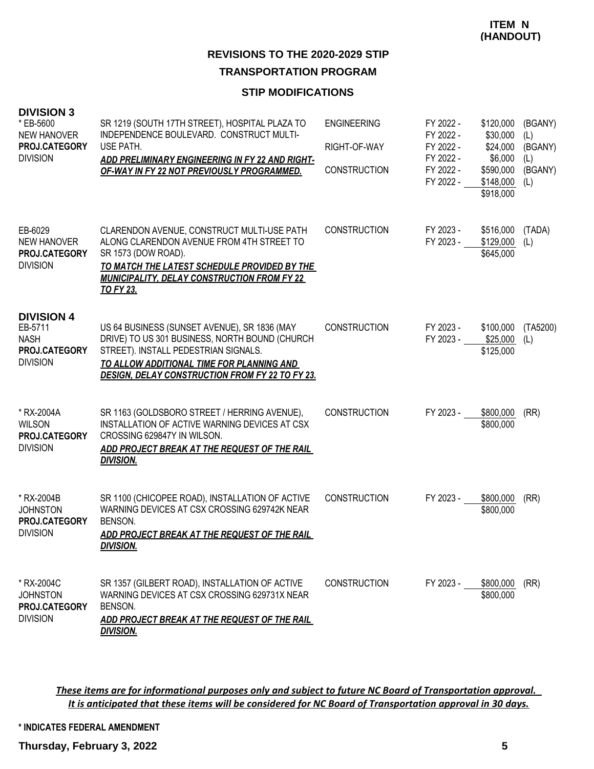**ITEM N (HANDOUT)**

## REVISIONS TO THE 2020-2029 STIP

## TRANSPORTATION PROGRAM

### STIP MODIFICATIONS

### DIVISION 3

| Project | Description | Phase | Fiscal Year | Amount | Fund |
|---|---|---|---|---|---|
| * EB-5600<br>NEW HANOVER<br>**PROJ.CATEGORY**<br>DIVISION | SR 1219 (SOUTH 17TH STREET), HOSPITAL PLAZA TO INDEPENDENCE BOULEVARD. CONSTRUCT MULTI-USE PATH.<br>***ADD PRELIMINARY ENGINEERING IN FY 22 AND RIGHT-OF-WAY IN FY 22 NOT PREVIOUSLY PROGRAMMED.*** | ENGINEERING | FY 2022 - | $120,000 | (BGANY) |
| | | | FY 2022 - | $30,000 | (L) |
| | | RIGHT-OF-WAY | FY 2022 - | $24,000 | (BGANY) |
| | | | FY 2022 - | $6,000 | (L) |
| | | CONSTRUCTION | FY 2022 - | $590,000 | (BGANY) |
| | | | FY 2022 - | $148,000 | (L) |
| | | | | $918,000 | |
| EB-6029<br>NEW HANOVER<br>**PROJ.CATEGORY**<br>DIVISION | CLARENDON AVENUE, CONSTRUCT MULTI-USE PATH ALONG CLARENDON AVENUE FROM 4TH STREET TO SR 1573 (DOW ROAD).<br>***TO MATCH THE LATEST SCHEDULE PROVIDED BY THE MUNICIPALITY, DELAY CONSTRUCTION FROM FY 22 TO FY 23.*** | CONSTRUCTION | FY 2023 - | $516,000 | (TADA) |
| | | | FY 2023 - | $129,000 | (L) |
| | | | | $645,000 | |

### DIVISION 4

| Project | Description | Phase | Fiscal Year | Amount | Fund |
|---|---|---|---|---|---|
| EB-5711<br>NASH<br>**PROJ.CATEGORY**<br>DIVISION | US 64 BUSINESS (SUNSET AVENUE), SR 1836 (MAY DRIVE) TO US 301 BUSINESS, NORTH BOUND (CHURCH STREET). INSTALL PEDESTRIAN SIGNALS.<br>***TO ALLOW ADDITIONAL TIME FOR PLANNING AND DESIGN, DELAY CONSTRUCTION FROM FY 22 TO FY 23.*** | CONSTRUCTION | FY 2023 - | $100,000 | (TA5200) |
| | | | FY 2023 - | $25,000 | (L) |
| | | | | $125,000 | |
| * RX-2004A<br>WILSON<br>**PROJ.CATEGORY**<br>DIVISION | SR 1163 (GOLDSBORO STREET / HERRING AVENUE), INSTALLATION OF ACTIVE WARNING DEVICES AT CSX CROSSING 629847Y IN WILSON.<br>***ADD PROJECT BREAK AT THE REQUEST OF THE RAIL DIVISION.*** | CONSTRUCTION | FY 2023 - | $800,000 | (RR) |
| | | | | $800,000 | |
| * RX-2004B<br>JOHNSTON<br>**PROJ.CATEGORY**<br>DIVISION | SR 1100 (CHICOPEE ROAD), INSTALLATION OF ACTIVE WARNING DEVICES AT CSX CROSSING 629742K NEAR BENSON.<br>***ADD PROJECT BREAK AT THE REQUEST OF THE RAIL DIVISION.*** | CONSTRUCTION | FY 2023 - | $800,000 | (RR) |
| | | | | $800,000 | |
| * RX-2004C<br>JOHNSTON<br>**PROJ.CATEGORY**<br>DIVISION | SR 1357 (GILBERT ROAD), INSTALLATION OF ACTIVE WARNING DEVICES AT CSX CROSSING 629731X NEAR BENSON.<br>***ADD PROJECT BREAK AT THE REQUEST OF THE RAIL DIVISION.*** | CONSTRUCTION | FY 2023 - | $800,000 | (RR) |
| | | | | $800,000 | |

***These items are for informational purposes only and subject to future NC Board of Transportation approval. It is anticipated that these items will be considered for NC Board of Transportation approval in 30 days.***

**\* INDICATES FEDERAL AMENDMENT**

**Thursday, February 3, 2022**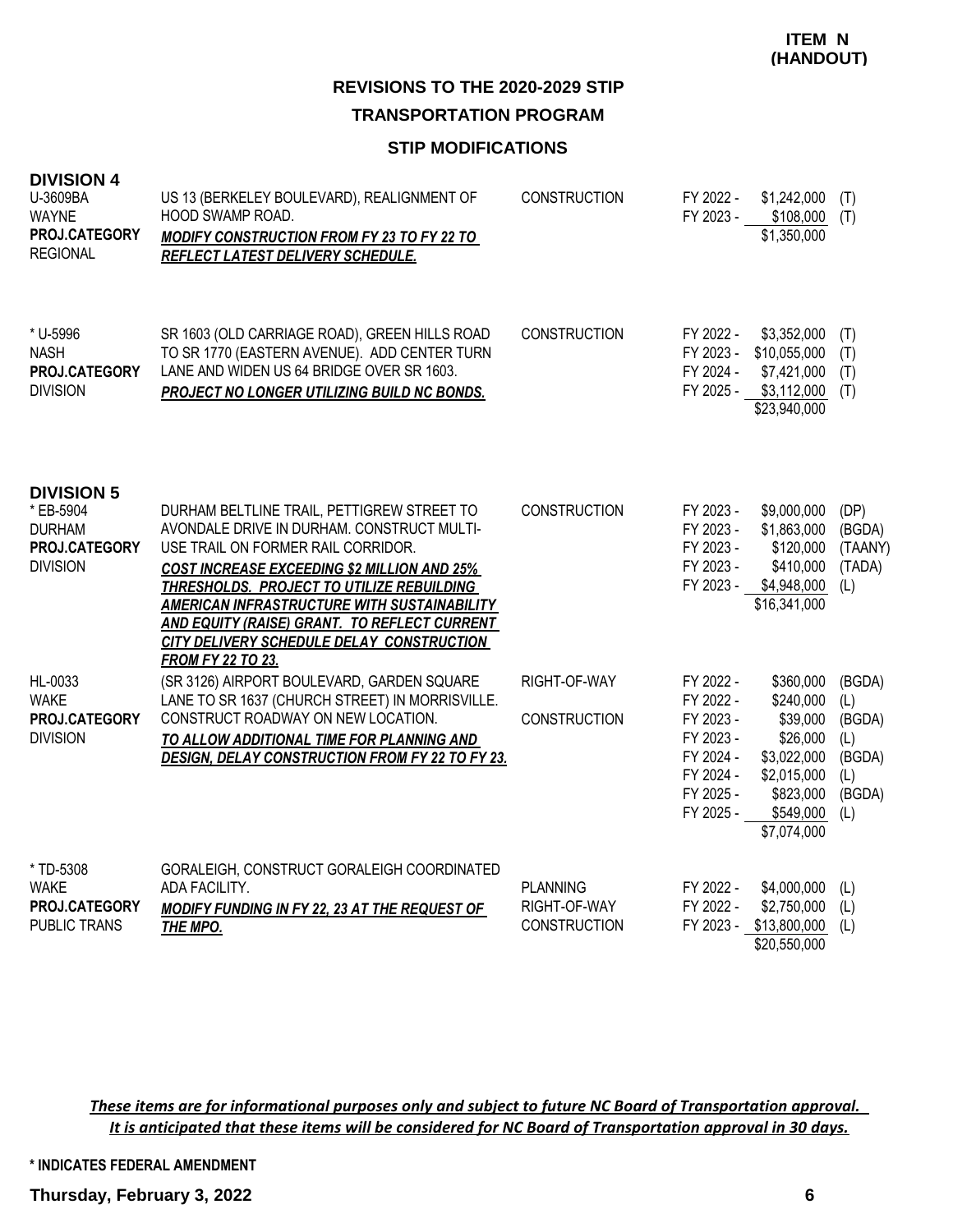**ITEM N (HANDOUT)**

## REVISIONS TO THE 2020-2029 STIP

### TRANSPORTATION PROGRAM

### STIP MODIFICATIONS

### DIVISION 4

| Project | Description | Work Type | Funding |
|---|---|---|---|
| U-3609BA<br>WAYNE<br>**PROJ.CATEGORY**<br>REGIONAL | US 13 (BERKELEY BOULEVARD), REALIGNMENT OF HOOD SWAMP ROAD.<br>***MODIFY CONSTRUCTION FROM FY 23 TO FY 22 TO REFLECT LATEST DELIVERY SCHEDULE.*** | CONSTRUCTION | FY 2022 - $1,242,000 (T)<br>FY 2023 - $108,000 (T)<br>$1,350,000 |
| * U-5996<br>NASH<br>**PROJ.CATEGORY**<br>DIVISION | SR 1603 (OLD CARRIAGE ROAD), GREEN HILLS ROAD TO SR 1770 (EASTERN AVENUE). ADD CENTER TURN LANE AND WIDEN US 64 BRIDGE OVER SR 1603.<br>***PROJECT NO LONGER UTILIZING BUILD NC BONDS.*** | CONSTRUCTION | FY 2022 - $3,352,000 (T)<br>FY 2023 - $10,055,000 (T)<br>FY 2024 - $7,421,000 (T)<br>FY 2025 - $3,112,000 (T)<br>$23,940,000 |

### DIVISION 5

| Project | Description | Work Type | Funding |
|---|---|---|---|
| * EB-5904<br>DURHAM<br>**PROJ.CATEGORY**<br>DIVISION | DURHAM BELTLINE TRAIL, PETTIGREW STREET TO AVONDALE DRIVE IN DURHAM. CONSTRUCT MULTI-USE TRAIL ON FORMER RAIL CORRIDOR.<br>***COST INCREASE EXCEEDING $2 MILLION AND 25% THRESHOLDS. PROJECT TO UTILIZE REBUILDING AMERICAN INFRASTRUCTURE WITH SUSTAINABILITY AND EQUITY (RAISE) GRANT. TO REFLECT CURRENT CITY DELIVERY SCHEDULE DELAY CONSTRUCTION FROM FY 22 TO 23.*** | CONSTRUCTION | FY 2023 - $9,000,000 (DP)<br>FY 2023 - $1,863,000 (BGDA)<br>FY 2023 - $120,000 (TAANY)<br>FY 2023 - $410,000 (TADA)<br>FY 2023 - $4,948,000 (L)<br>$16,341,000 |
| HL-0033<br>WAKE<br>**PROJ.CATEGORY**<br>DIVISION | (SR 3126) AIRPORT BOULEVARD, GARDEN SQUARE LANE TO SR 1637 (CHURCH STREET) IN MORRISVILLE. CONSTRUCT ROADWAY ON NEW LOCATION.<br>***TO ALLOW ADDITIONAL TIME FOR PLANNING AND DESIGN, DELAY CONSTRUCTION FROM FY 22 TO FY 23.*** | RIGHT-OF-WAY<br><br>CONSTRUCTION | FY 2022 - $360,000 (BGDA)<br>FY 2022 - $240,000 (L)<br>FY 2023 - $39,000 (BGDA)<br>FY 2023 - $26,000 (L)<br>FY 2024 - $3,022,000 (BGDA)<br>FY 2024 - $2,015,000 (L)<br>FY 2025 - $823,000 (BGDA)<br>FY 2025 - $549,000 (L)<br>$7,074,000 |
| * TD-5308<br>WAKE<br>**PROJ.CATEGORY**<br>PUBLIC TRANS | GORALEIGH, CONSTRUCT GORALEIGH COORDINATED ADA FACILITY.<br>***MODIFY FUNDING IN FY 22, 23 AT THE REQUEST OF THE MPO.*** | PLANNING<br>RIGHT-OF-WAY<br>CONSTRUCTION | FY 2022 - $4,000,000 (L)<br>FY 2022 - $2,750,000 (L)<br>FY 2023 - $13,800,000 (L)<br>$20,550,000 |

*These items are for informational purposes only and subject to future NC Board of Transportation approval. It is anticipated that these items will be considered for NC Board of Transportation approval in 30 days.*

**\* INDICATES FEDERAL AMENDMENT**

**Thursday, February 3, 2022**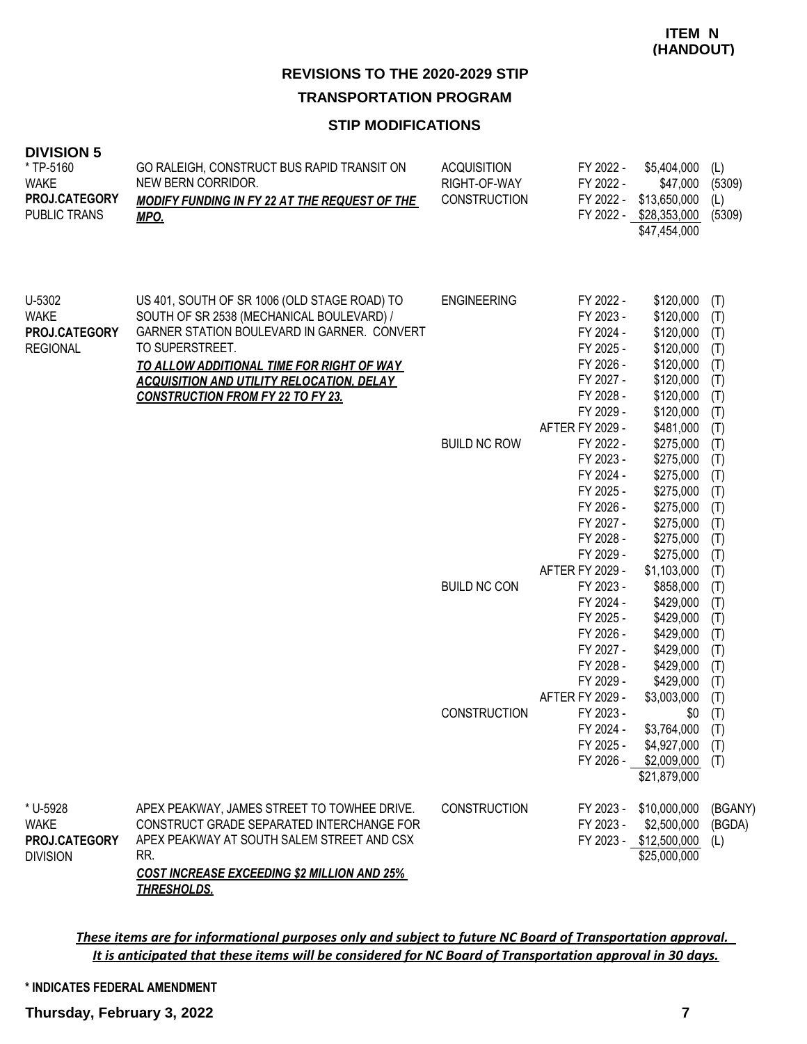**ITEM N (HANDOUT)**

## REVISIONS TO THE 2020-2029 STIP

## TRANSPORTATION PROGRAM

### STIP MODIFICATIONS

### DIVISION 5

| Project | Description | Phase | Fiscal Year | Amount | Source |
|---|---|---|---|---|---|
| * TP-5160<br>WAKE<br>**PROJ.CATEGORY**<br>PUBLIC TRANS | GO RALEIGH, CONSTRUCT BUS RAPID TRANSIT ON NEW BERN CORRIDOR.<br>***MODIFY FUNDING IN FY 22 AT THE REQUEST OF THE MPO.*** | ACQUISITION | FY 2022 - | $5,404,000 | (L) |
| | | RIGHT-OF-WAY | FY 2022 - | $47,000 | (5309) |
| | | CONSTRUCTION | FY 2022 - | $13,650,000 | (L) |
| | | | FY 2022 - | $28,353,000 | (5309) |
| | | | | $47,454,000 | |
| U-5302<br>WAKE<br>**PROJ.CATEGORY**<br>REGIONAL | US 401, SOUTH OF SR 1006 (OLD STAGE ROAD) TO SOUTH OF SR 2538 (MECHANICAL BOULEVARD) / GARNER STATION BOULEVARD IN GARNER. CONVERT TO SUPERSTREET.<br>***TO ALLOW ADDITIONAL TIME FOR RIGHT OF WAY ACQUISITION AND UTILITY RELOCATION, DELAY CONSTRUCTION FROM FY 22 TO FY 23.*** | ENGINEERING | FY 2022 - | $120,000 | (T) |
| | | | FY 2023 - | $120,000 | (T) |
| | | | FY 2024 - | $120,000 | (T) |
| | | | FY 2025 - | $120,000 | (T) |
| | | | FY 2026 - | $120,000 | (T) |
| | | | FY 2027 - | $120,000 | (T) |
| | | | FY 2028 - | $120,000 | (T) |
| | | | FY 2029 - | $120,000 | (T) |
| | | | AFTER FY 2029 - | $481,000 | (T) |
| | | BUILD NC ROW | FY 2022 - | $275,000 | (T) |
| | | | FY 2023 - | $275,000 | (T) |
| | | | FY 2024 - | $275,000 | (T) |
| | | | FY 2025 - | $275,000 | (T) |
| | | | FY 2026 - | $275,000 | (T) |
| | | | FY 2027 - | $275,000 | (T) |
| | | | FY 2028 - | $275,000 | (T) |
| | | | FY 2029 - | $275,000 | (T) |
| | | | AFTER FY 2029 - | $1,103,000 | (T) |
| | | BUILD NC CON | FY 2023 - | $858,000 | (T) |
| | | | FY 2024 - | $429,000 | (T) |
| | | | FY 2025 - | $429,000 | (T) |
| | | | FY 2026 - | $429,000 | (T) |
| | | | FY 2027 - | $429,000 | (T) |
| | | | FY 2028 - | $429,000 | (T) |
| | | | FY 2029 - | $429,000 | (T) |
| | | | AFTER FY 2029 - | $3,003,000 | (T) |
| | | CONSTRUCTION | FY 2023 - | $0 | (T) |
| | | | FY 2024 - | $3,764,000 | (T) |
| | | | FY 2025 - | $4,927,000 | (T) |
| | | | FY 2026 - | $2,009,000 | (T) |
| | | | | $21,879,000 | |
| * U-5928<br>WAKE<br>**PROJ.CATEGORY**<br>DIVISION | APEX PEAKWAY, JAMES STREET TO TOWHEE DRIVE. CONSTRUCT GRADE SEPARATED INTERCHANGE FOR APEX PEAKWAY AT SOUTH SALEM STREET AND CSX RR.<br>***COST INCREASE EXCEEDING $2 MILLION AND 25% THRESHOLDS.*** | CONSTRUCTION | FY 2023 - | $10,000,000 | (BGANY) |
| | | | FY 2023 - | $2,500,000 | (BGDA) |
| | | | FY 2023 - | $12,500,000 | (L) |
| | | | | $25,000,000 | |

***These items are for informational purposes only and subject to future NC Board of Transportation approval. It is anticipated that these items will be considered for NC Board of Transportation approval in 30 days.***

**\* INDICATES FEDERAL AMENDMENT**

**Thursday, February 3, 2022**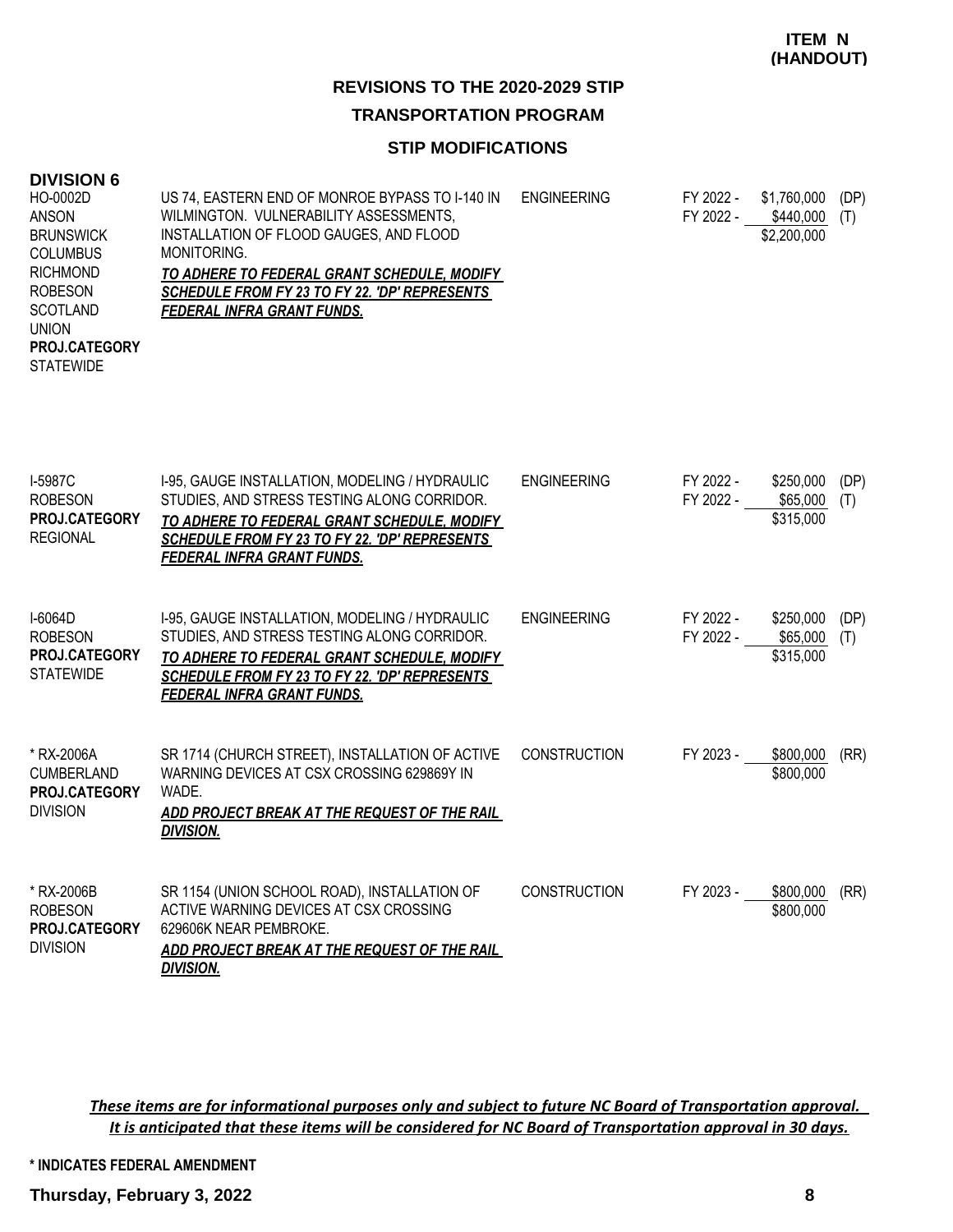**ITEM N (HANDOUT)**

## REVISIONS TO THE 2020-2029 STIP

## TRANSPORTATION PROGRAM

### STIP MODIFICATIONS

### DIVISION 6

| Project | Description | Work Type | Fiscal Year | Amount | Fund |
|---|---|---|---|---|---|
| HO-0002D<br>ANSON<br>BRUNSWICK<br>COLUMBUS<br>RICHMOND<br>ROBESON<br>SCOTLAND<br>UNION<br>**PROJ.CATEGORY**<br>STATEWIDE | US 74, EASTERN END OF MONROE BYPASS TO I-140 IN WILMINGTON. VULNERABILITY ASSESSMENTS, INSTALLATION OF FLOOD GAUGES, AND FLOOD MONITORING.<br>***TO ADHERE TO FEDERAL GRANT SCHEDULE, MODIFY SCHEDULE FROM FY 23 TO FY 22. 'DP' REPRESENTS FEDERAL INFRA GRANT FUNDS.*** | ENGINEERING | FY 2022 -<br>FY 2022 - | \$1,760,000<br>\$440,000<br>\$2,200,000 | (DP)<br>(T) |
| I-5987C<br>ROBESON<br>**PROJ.CATEGORY**<br>REGIONAL | I-95, GAUGE INSTALLATION, MODELING / HYDRAULIC STUDIES, AND STRESS TESTING ALONG CORRIDOR.<br>***TO ADHERE TO FEDERAL GRANT SCHEDULE, MODIFY SCHEDULE FROM FY 23 TO FY 22. 'DP' REPRESENTS FEDERAL INFRA GRANT FUNDS.*** | ENGINEERING | FY 2022 -<br>FY 2022 - | \$250,000<br>\$65,000<br>\$315,000 | (DP)<br>(T) |
| I-6064D<br>ROBESON<br>**PROJ.CATEGORY**<br>STATEWIDE | I-95, GAUGE INSTALLATION, MODELING / HYDRAULIC STUDIES, AND STRESS TESTING ALONG CORRIDOR.<br>***TO ADHERE TO FEDERAL GRANT SCHEDULE, MODIFY SCHEDULE FROM FY 23 TO FY 22. 'DP' REPRESENTS FEDERAL INFRA GRANT FUNDS.*** | ENGINEERING | FY 2022 -<br>FY 2022 - | \$250,000<br>\$65,000<br>\$315,000 | (DP)<br>(T) |
| * RX-2006A<br>CUMBERLAND<br>**PROJ.CATEGORY**<br>DIVISION | SR 1714 (CHURCH STREET), INSTALLATION OF ACTIVE WARNING DEVICES AT CSX CROSSING 629869Y IN WADE.<br>***ADD PROJECT BREAK AT THE REQUEST OF THE RAIL DIVISION.*** | CONSTRUCTION | FY 2023 - | \$800,000<br>\$800,000 | (RR) |
| * RX-2006B<br>ROBESON<br>**PROJ.CATEGORY**<br>DIVISION | SR 1154 (UNION SCHOOL ROAD), INSTALLATION OF ACTIVE WARNING DEVICES AT CSX CROSSING 629606K NEAR PEMBROKE.<br>***ADD PROJECT BREAK AT THE REQUEST OF THE RAIL DIVISION.*** | CONSTRUCTION | FY 2023 - | \$800,000<br>\$800,000 | (RR) |

***These items are for informational purposes only and subject to future NC Board of Transportation approval. It is anticipated that these items will be considered for NC Board of Transportation approval in 30 days.***

**\* INDICATES FEDERAL AMENDMENT**

**Thursday, February 3, 2022**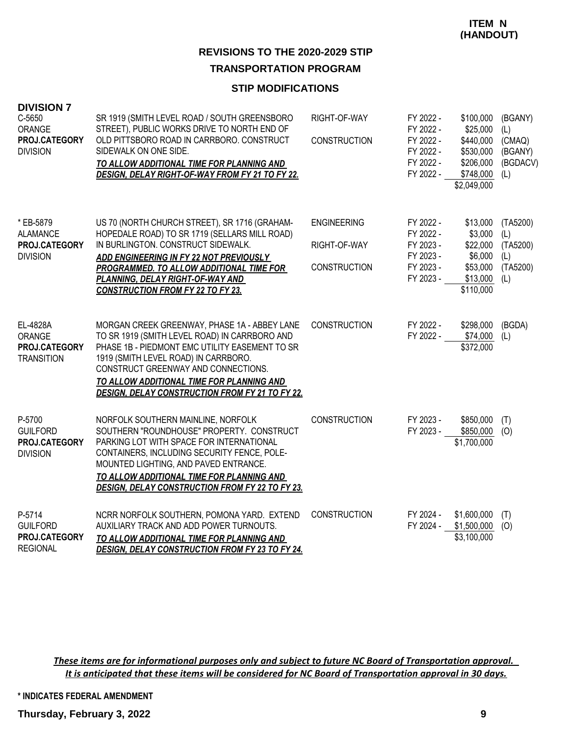**ITEM N (HANDOUT)**

## REVISIONS TO THE 2020-2029 STIP

## TRANSPORTATION PROGRAM

### STIP MODIFICATIONS

### DIVISION 7

| Project | Description | Phase | FY | Amount | Fund |
|---|---|---|---|---|---|
| C-5650<br>ORANGE<br>**PROJ.CATEGORY**<br>DIVISION | SR 1919 (SMITH LEVEL ROAD / SOUTH GREENSBORO STREET), PUBLIC WORKS DRIVE TO NORTH END OF OLD PITTSBORO ROAD IN CARRBORO. CONSTRUCT SIDEWALK ON ONE SIDE.<br>***TO ALLOW ADDITIONAL TIME FOR PLANNING AND DESIGN, DELAY RIGHT-OF-WAY FROM FY 21 TO FY 22.*** | RIGHT-OF-WAY | FY 2022 - | $100,000 | (BGANY) |
| | | | FY 2022 - | $25,000 | (L) |
| | | CONSTRUCTION | FY 2022 - | $440,000 | (CMAQ) |
| | | | FY 2022 - | $530,000 | (BGANY) |
| | | | FY 2022 - | $206,000 | (BGDACV) |
| | | | FY 2022 - | $748,000 | (L) |
| | | | | $2,049,000 | |
| * EB-5879<br>ALAMANCE<br>**PROJ.CATEGORY**<br>DIVISION | US 70 (NORTH CHURCH STREET), SR 1716 (GRAHAM-HOPEDALE ROAD) TO SR 1719 (SELLARS MILL ROAD) IN BURLINGTON. CONSTRUCT SIDEWALK.<br>***ADD ENGINEERING IN FY 22 NOT PREVIOUSLY PROGRAMMED. TO ALLOW ADDITIONAL TIME FOR PLANNING, DELAY RIGHT-OF-WAY AND CONSTRUCTION FROM FY 22 TO FY 23.*** | ENGINEERING | FY 2022 - | $13,000 | (TA5200) |
| | | | FY 2022 - | $3,000 | (L) |
| | | RIGHT-OF-WAY | FY 2023 - | $22,000 | (TA5200) |
| | | | FY 2023 - | $6,000 | (L) |
| | | CONSTRUCTION | FY 2023 - | $53,000 | (TA5200) |
| | | | FY 2023 - | $13,000 | (L) |
| | | | | $110,000 | |
| EL-4828A<br>ORANGE<br>**PROJ.CATEGORY**<br>TRANSITION | MORGAN CREEK GREENWAY, PHASE 1A - ABBEY LANE TO SR 1919 (SMITH LEVEL ROAD) IN CARRBORO AND PHASE 1B - PIEDMONT EMC UTILITY EASEMENT TO SR 1919 (SMITH LEVEL ROAD) IN CARRBORO. CONSTRUCT GREENWAY AND CONNECTIONS.<br>***TO ALLOW ADDITIONAL TIME FOR PLANNING AND DESIGN, DELAY CONSTRUCTION FROM FY 21 TO FY 22.*** | CONSTRUCTION | FY 2022 - | $298,000 | (BGDA) |
| | | | FY 2022 - | $74,000 | (L) |
| | | | | $372,000 | |
| P-5700<br>GUILFORD<br>**PROJ.CATEGORY**<br>DIVISION | NORFOLK SOUTHERN MAINLINE, NORFOLK SOUTHERN "ROUNDHOUSE" PROPERTY. CONSTRUCT PARKING LOT WITH SPACE FOR INTERNATIONAL CONTAINERS, INCLUDING SECURITY FENCE, POLE-MOUNTED LIGHTING, AND PAVED ENTRANCE.<br>***TO ALLOW ADDITIONAL TIME FOR PLANNING AND DESIGN, DELAY CONSTRUCTION FROM FY 22 TO FY 23.*** | CONSTRUCTION | FY 2023 - | $850,000 | (T) |
| | | | FY 2023 - | $850,000 | (O) |
| | | | | $1,700,000 | |
| P-5714<br>GUILFORD<br>**PROJ.CATEGORY**<br>REGIONAL | NCRR NORFOLK SOUTHERN, POMONA YARD. EXTEND AUXILIARY TRACK AND ADD POWER TURNOUTS.<br>***TO ALLOW ADDITIONAL TIME FOR PLANNING AND DESIGN, DELAY CONSTRUCTION FROM FY 23 TO FY 24.*** | CONSTRUCTION | FY 2024 - | $1,600,000 | (T) |
| | | | FY 2024 - | $1,500,000 | (O) |
| | | | | $3,100,000 | |

***These items are for informational purposes only and subject to future NC Board of Transportation approval. It is anticipated that these items will be considered for NC Board of Transportation approval in 30 days.***

**\* INDICATES FEDERAL AMENDMENT**

**Thursday, February 3, 2022**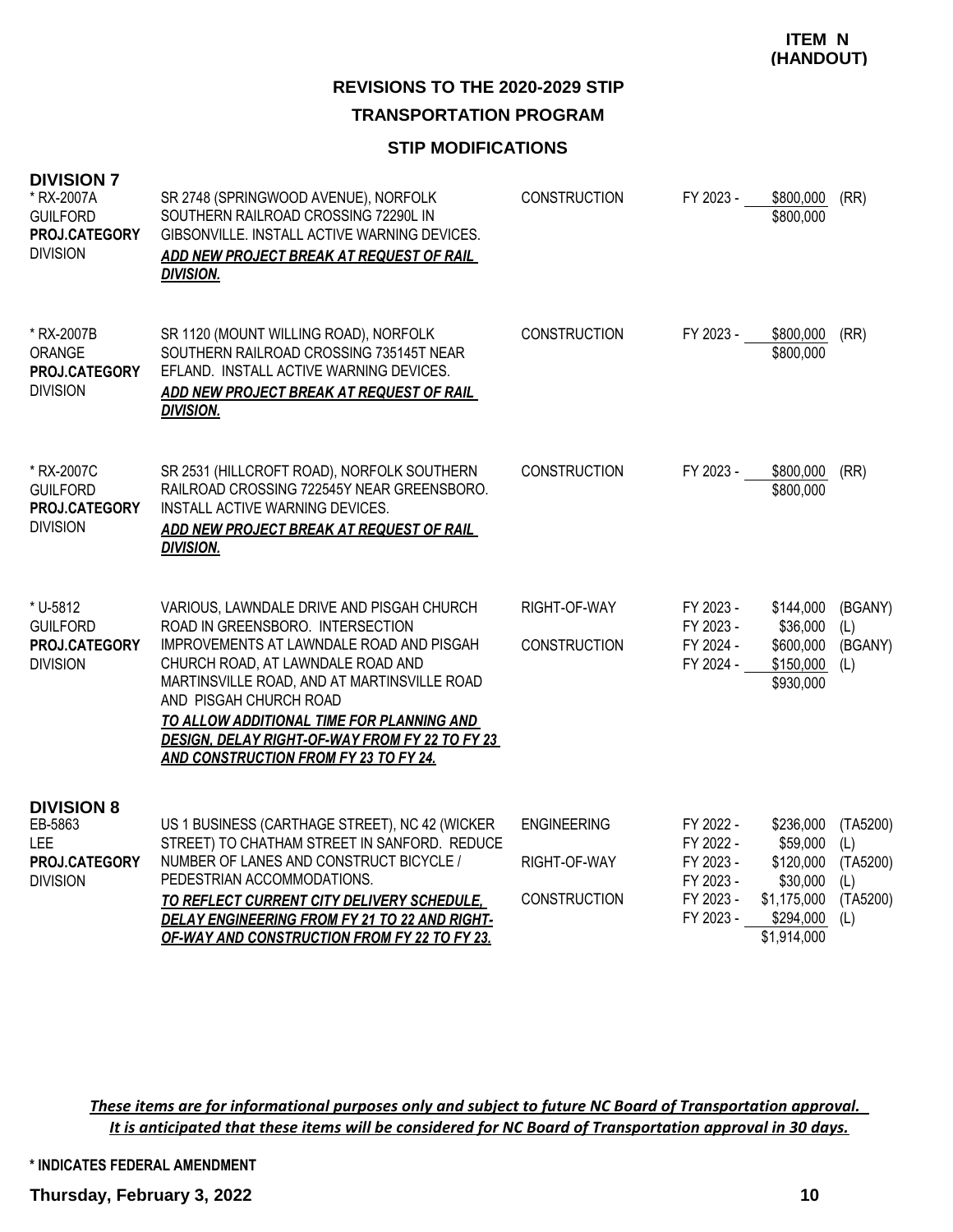**ITEM N (HANDOUT)**

# REVISIONS TO THE 2020-2029 STIP

## TRANSPORTATION PROGRAM

### STIP MODIFICATIONS

## DIVISION 7

| Project | Description | Phase | FY | Amount | Fund |
|---|---|---|---|---|---|
| * RX-2007A<br>GUILFORD<br>**PROJ.CATEGORY**<br>DIVISION | SR 2748 (SPRINGWOOD AVENUE), NORFOLK SOUTHERN RAILROAD CROSSING 72290L IN GIBSONVILLE. INSTALL ACTIVE WARNING DEVICES.<br>***ADD NEW PROJECT BREAK AT REQUEST OF RAIL DIVISION.*** | CONSTRUCTION | FY 2023 - | $800,000 | (RR) |
| | | | | $800,000 | |
| * RX-2007B<br>ORANGE<br>**PROJ.CATEGORY**<br>DIVISION | SR 1120 (MOUNT WILLING ROAD), NORFOLK SOUTHERN RAILROAD CROSSING 735145T NEAR EFLAND. INSTALL ACTIVE WARNING DEVICES.<br>***ADD NEW PROJECT BREAK AT REQUEST OF RAIL DIVISION.*** | CONSTRUCTION | FY 2023 - | $800,000 | (RR) |
| | | | | $800,000 | |
| * RX-2007C<br>GUILFORD<br>**PROJ.CATEGORY**<br>DIVISION | SR 2531 (HILLCROFT ROAD), NORFOLK SOUTHERN RAILROAD CROSSING 722545Y NEAR GREENSBORO. INSTALL ACTIVE WARNING DEVICES.<br>***ADD NEW PROJECT BREAK AT REQUEST OF RAIL DIVISION.*** | CONSTRUCTION | FY 2023 - | $800,000 | (RR) |
| | | | | $800,000 | |
| * U-5812<br>GUILFORD<br>**PROJ.CATEGORY**<br>DIVISION | VARIOUS, LAWNDALE DRIVE AND PISGAH CHURCH ROAD IN GREENSBORO. INTERSECTION IMPROVEMENTS AT LAWNDALE ROAD AND PISGAH CHURCH ROAD, AT LAWNDALE ROAD AND MARTINSVILLE ROAD, AND AT MARTINSVILLE ROAD AND PISGAH CHURCH ROAD<br>***TO ALLOW ADDITIONAL TIME FOR PLANNING AND DESIGN, DELAY RIGHT-OF-WAY FROM FY 22 TO FY 23 AND CONSTRUCTION FROM FY 23 TO FY 24.*** | RIGHT-OF-WAY | FY 2023 - | $144,000 | (BGANY) |
| | | | FY 2023 - | $36,000 | (L) |
| | | CONSTRUCTION | FY 2024 - | $600,000 | (BGANY) |
| | | | FY 2024 - | $150,000 | (L) |
| | | | | $930,000 | |

## DIVISION 8

| Project | Description | Phase | FY | Amount | Fund |
|---|---|---|---|---|---|
| EB-5863<br>LEE<br>**PROJ.CATEGORY**<br>DIVISION | US 1 BUSINESS (CARTHAGE STREET), NC 42 (WICKER STREET) TO CHATHAM STREET IN SANFORD. REDUCE NUMBER OF LANES AND CONSTRUCT BICYCLE / PEDESTRIAN ACCOMMODATIONS.<br>***TO REFLECT CURRENT CITY DELIVERY SCHEDULE, DELAY ENGINEERING FROM FY 21 TO 22 AND RIGHT-OF-WAY AND CONSTRUCTION FROM FY 22 TO FY 23.*** | ENGINEERING | FY 2022 - | $236,000 | (TA5200) |
| | | | FY 2022 - | $59,000 | (L) |
| | | RIGHT-OF-WAY | FY 2023 - | $120,000 | (TA5200) |
| | | | FY 2023 - | $30,000 | (L) |
| | | CONSTRUCTION | FY 2023 - | $1,175,000 | (TA5200) |
| | | | FY 2023 - | $294,000 | (L) |
| | | | | $1,914,000 | |

***These items are for informational purposes only and subject to future NC Board of Transportation approval. It is anticipated that these items will be considered for NC Board of Transportation approval in 30 days.***

\* INDICATES FEDERAL AMENDMENT

**Thursday, February 3, 2022**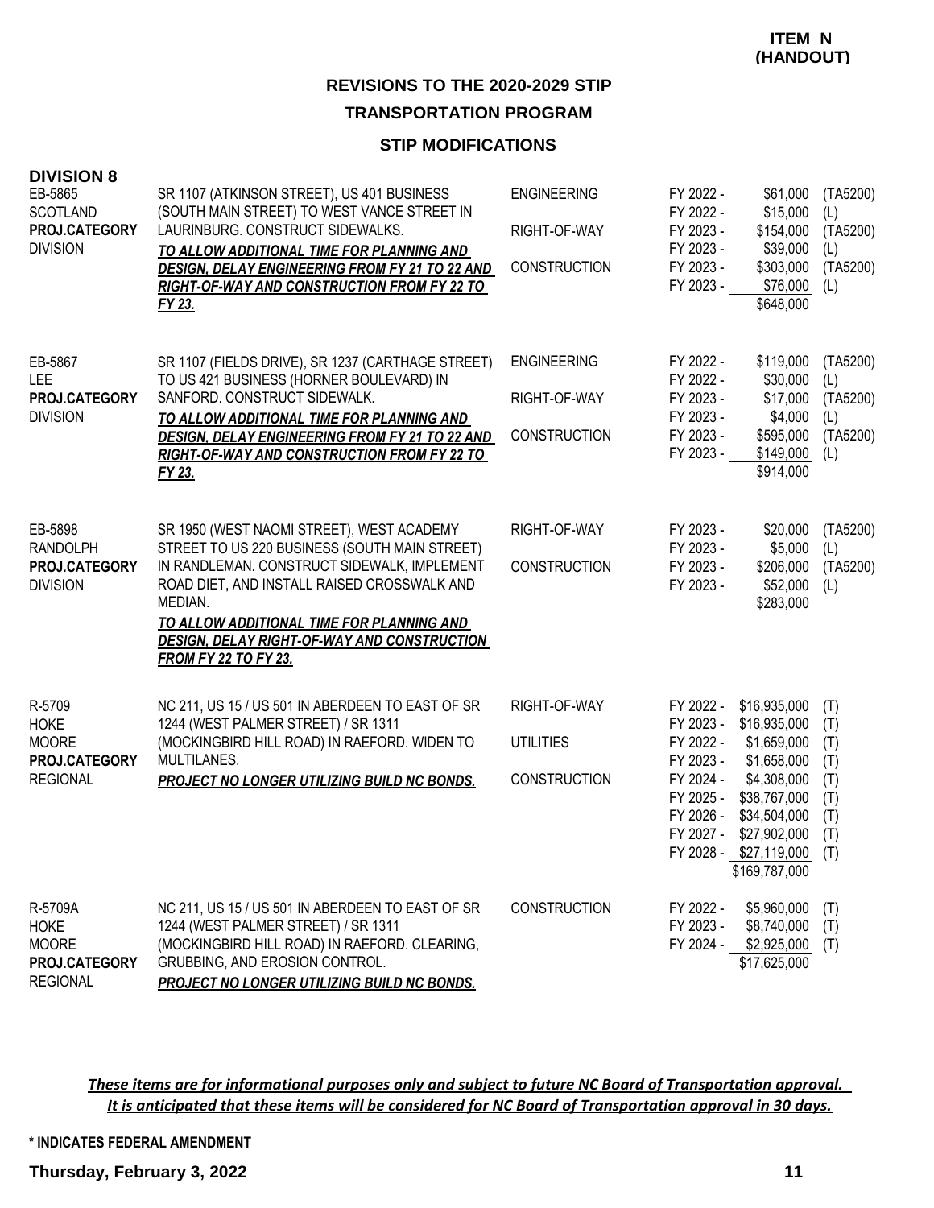**ITEM N (HANDOUT)**

## REVISIONS TO THE 2020-2029 STIP

### TRANSPORTATION PROGRAM

### STIP MODIFICATIONS

**DIVISION 8**

| Project | Description | Phase | Fiscal Year | Amount | Source |
|---|---|---|---|---|---|
| EB-5865<br>SCOTLAND<br>**PROJ.CATEGORY**<br>DIVISION | SR 1107 (ATKINSON STREET), US 401 BUSINESS (SOUTH MAIN STREET) TO WEST VANCE STREET IN LAURINBURG. CONSTRUCT SIDEWALKS.<br>***TO ALLOW ADDITIONAL TIME FOR PLANNING AND DESIGN, DELAY ENGINEERING FROM FY 21 TO 22 AND RIGHT-OF-WAY AND CONSTRUCTION FROM FY 22 TO FY 23.*** | ENGINEERING | FY 2022 - | $61,000 | (TA5200) |
| | | | FY 2022 - | $15,000 | (L) |
| | | RIGHT-OF-WAY | FY 2023 - | $154,000 | (TA5200) |
| | | | FY 2023 - | $39,000 | (L) |
| | | CONSTRUCTION | FY 2023 - | $303,000 | (TA5200) |
| | | | FY 2023 - | $76,000 | (L) |
| | | | | $648,000 | |
| EB-5867<br>LEE<br>**PROJ.CATEGORY**<br>DIVISION | SR 1107 (FIELDS DRIVE), SR 1237 (CARTHAGE STREET) TO US 421 BUSINESS (HORNER BOULEVARD) IN SANFORD. CONSTRUCT SIDEWALK.<br>***TO ALLOW ADDITIONAL TIME FOR PLANNING AND DESIGN, DELAY ENGINEERING FROM FY 21 TO 22 AND RIGHT-OF-WAY AND CONSTRUCTION FROM FY 22 TO FY 23.*** | ENGINEERING | FY 2022 - | $119,000 | (TA5200) |
| | | | FY 2022 - | $30,000 | (L) |
| | | RIGHT-OF-WAY | FY 2023 - | $17,000 | (TA5200) |
| | | | FY 2023 - | $4,000 | (L) |
| | | CONSTRUCTION | FY 2023 - | $595,000 | (TA5200) |
| | | | FY 2023 - | $149,000 | (L) |
| | | | | $914,000 | |
| EB-5898<br>RANDOLPH<br>**PROJ.CATEGORY**<br>DIVISION | SR 1950 (WEST NAOMI STREET), WEST ACADEMY STREET TO US 220 BUSINESS (SOUTH MAIN STREET) IN RANDLEMAN. CONSTRUCT SIDEWALK, IMPLEMENT ROAD DIET, AND INSTALL RAISED CROSSWALK AND MEDIAN.<br>***TO ALLOW ADDITIONAL TIME FOR PLANNING AND DESIGN, DELAY RIGHT-OF-WAY AND CONSTRUCTION FROM FY 22 TO FY 23.*** | RIGHT-OF-WAY | FY 2023 - | $20,000 | (TA5200) |
| | | | FY 2023 - | $5,000 | (L) |
| | | CONSTRUCTION | FY 2023 - | $206,000 | (TA5200) |
| | | | FY 2023 - | $52,000 | (L) |
| | | | | $283,000 | |
| R-5709<br>HOKE<br>MOORE<br>**PROJ.CATEGORY**<br>REGIONAL | NC 211, US 15 / US 501 IN ABERDEEN TO EAST OF SR 1244 (WEST PALMER STREET) / SR 1311 (MOCKINGBIRD HILL ROAD) IN RAEFORD. WIDEN TO MULTILANES.<br>***PROJECT NO LONGER UTILIZING BUILD NC BONDS.*** | RIGHT-OF-WAY | FY 2022 - | $16,935,000 | (T) |
| | | | FY 2023 - | $16,935,000 | (T) |
| | | UTILITIES | FY 2022 - | $1,659,000 | (T) |
| | | | FY 2023 - | $1,658,000 | (T) |
| | | CONSTRUCTION | FY 2024 - | $4,308,000 | (T) |
| | | | FY 2025 - | $38,767,000 | (T) |
| | | | FY 2026 - | $34,504,000 | (T) |
| | | | FY 2027 - | $27,902,000 | (T) |
| | | | FY 2028 - | $27,119,000 | (T) |
| | | | | $169,787,000 | |
| R-5709A<br>HOKE<br>MOORE<br>**PROJ.CATEGORY**<br>REGIONAL | NC 211, US 15 / US 501 IN ABERDEEN TO EAST OF SR 1244 (WEST PALMER STREET) / SR 1311 (MOCKINGBIRD HILL ROAD) IN RAEFORD. CLEARING, GRUBBING, AND EROSION CONTROL.<br>***PROJECT NO LONGER UTILIZING BUILD NC BONDS.*** | CONSTRUCTION | FY 2022 - | $5,960,000 | (T) |
| | | | FY 2023 - | $8,740,000 | (T) |
| | | | FY 2024 - | $2,925,000 | (T) |
| | | | | $17,625,000 | |

***These items are for informational purposes only and subject to future NC Board of Transportation approval. It is anticipated that these items will be considered for NC Board of Transportation approval in 30 days.***

**\* INDICATES FEDERAL AMENDMENT**

**Thursday, February 3, 2022**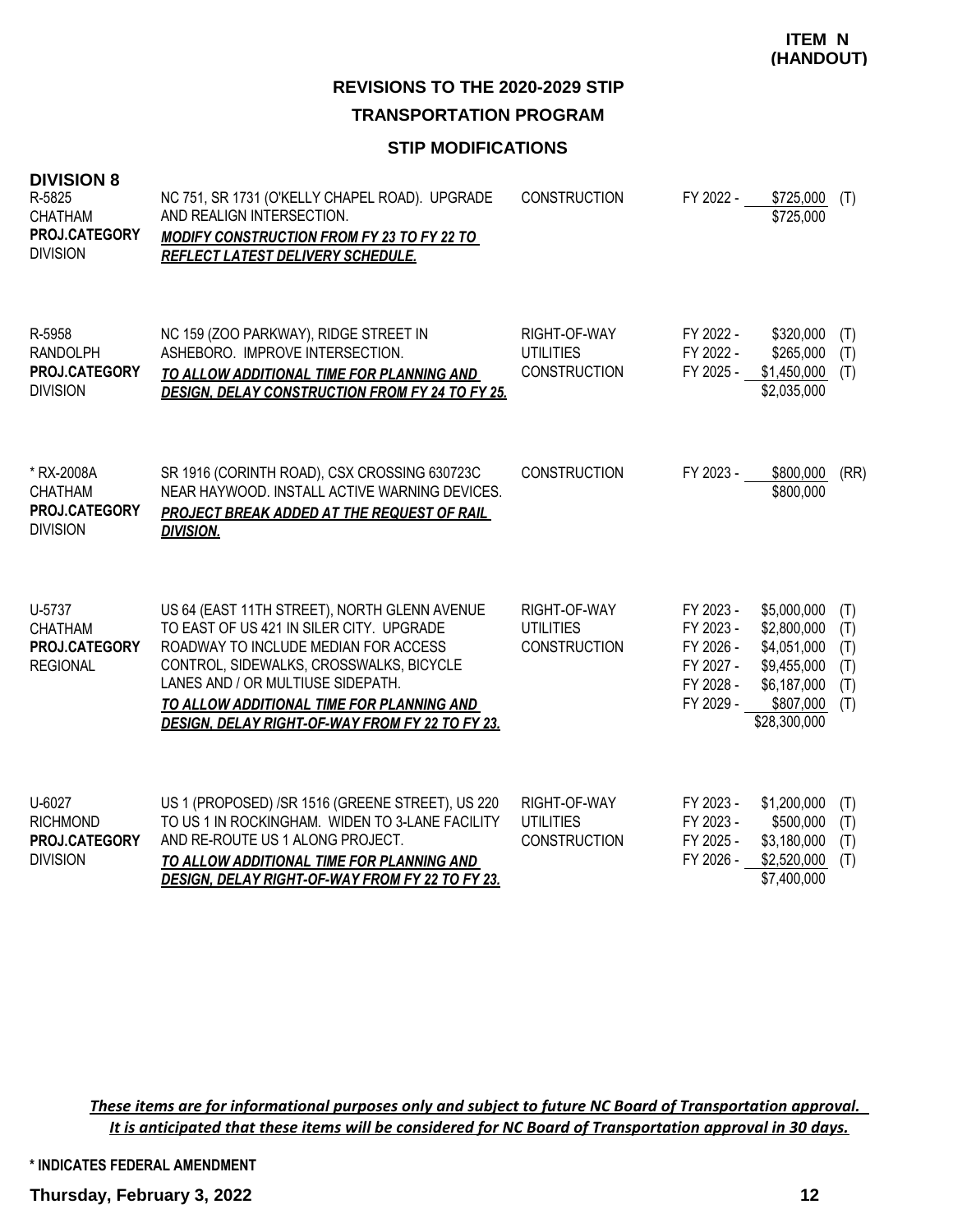**ITEM N (HANDOUT)**

## REVISIONS TO THE 2020-2029 STIP

## TRANSPORTATION PROGRAM

### STIP MODIFICATIONS

### DIVISION 8

| Project | Description | Work Type | Fiscal Year | Amount | Fund |
|---|---|---|---|---|---|
| R-5825<br>CHATHAM<br>**PROJ.CATEGORY**<br>DIVISION | NC 751, SR 1731 (O'KELLY CHAPEL ROAD). UPGRADE AND REALIGN INTERSECTION.<br>***MODIFY CONSTRUCTION FROM FY 23 TO FY 22 TO REFLECT LATEST DELIVERY SCHEDULE.*** | CONSTRUCTION | FY 2022 - | $725,000 | (T) |
| | | | | $725,000 | |
| R-5958<br>RANDOLPH<br>**PROJ.CATEGORY**<br>DIVISION | NC 159 (ZOO PARKWAY), RIDGE STREET IN ASHEBORO. IMPROVE INTERSECTION.<br>***TO ALLOW ADDITIONAL TIME FOR PLANNING AND DESIGN, DELAY CONSTRUCTION FROM FY 24 TO FY 25.*** | RIGHT-OF-WAY | FY 2022 - | $320,000 | (T) |
| | | UTILITIES | FY 2022 - | $265,000 | (T) |
| | | CONSTRUCTION | FY 2025 - | $1,450,000 | (T) |
| | | | | $2,035,000 | |
| * RX-2008A<br>CHATHAM<br>**PROJ.CATEGORY**<br>DIVISION | SR 1916 (CORINTH ROAD), CSX CROSSING 630723C NEAR HAYWOOD. INSTALL ACTIVE WARNING DEVICES.<br>***PROJECT BREAK ADDED AT THE REQUEST OF RAIL DIVISION.*** | CONSTRUCTION | FY 2023 - | $800,000 | (RR) |
| | | | | $800,000 | |
| U-5737<br>CHATHAM<br>**PROJ.CATEGORY**<br>REGIONAL | US 64 (EAST 11TH STREET), NORTH GLENN AVENUE TO EAST OF US 421 IN SILER CITY. UPGRADE ROADWAY TO INCLUDE MEDIAN FOR ACCESS CONTROL, SIDEWALKS, CROSSWALKS, BICYCLE LANES AND / OR MULTIUSE SIDEPATH.<br>***TO ALLOW ADDITIONAL TIME FOR PLANNING AND DESIGN, DELAY RIGHT-OF-WAY FROM FY 22 TO FY 23.*** | RIGHT-OF-WAY | FY 2023 - | $5,000,000 | (T) |
| | | UTILITIES | FY 2023 - | $2,800,000 | (T) |
| | | CONSTRUCTION | FY 2026 - | $4,051,000 | (T) |
| | | | FY 2027 - | $9,455,000 | (T) |
| | | | FY 2028 - | $6,187,000 | (T) |
| | | | FY 2029 - | $807,000 | (T) |
| | | | | $28,300,000 | |
| U-6027<br>RICHMOND<br>**PROJ.CATEGORY**<br>DIVISION | US 1 (PROPOSED) /SR 1516 (GREENE STREET), US 220 TO US 1 IN ROCKINGHAM. WIDEN TO 3-LANE FACILITY AND RE-ROUTE US 1 ALONG PROJECT.<br>***TO ALLOW ADDITIONAL TIME FOR PLANNING AND DESIGN, DELAY RIGHT-OF-WAY FROM FY 22 TO FY 23.*** | RIGHT-OF-WAY | FY 2023 - | $1,200,000 | (T) |
| | | UTILITIES | FY 2023 - | $500,000 | (T) |
| | | CONSTRUCTION | FY 2025 - | $3,180,000 | (T) |
| | | | FY 2026 - | $2,520,000 | (T) |
| | | | | $7,400,000 | |

***These items are for informational purposes only and subject to future NC Board of Transportation approval. It is anticipated that these items will be considered for NC Board of Transportation approval in 30 days.***

**\* INDICATES FEDERAL AMENDMENT**

**Thursday, February 3, 2022**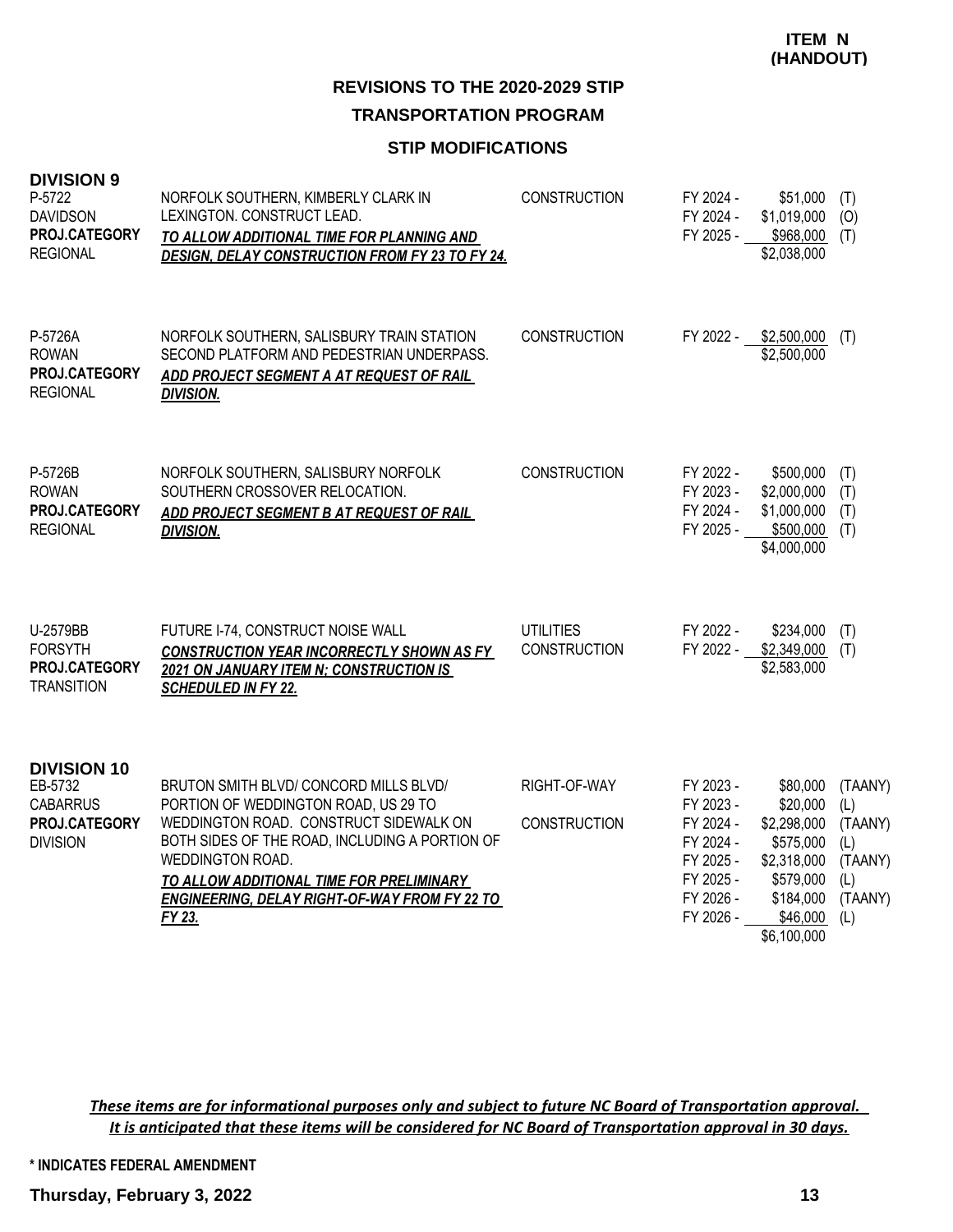**ITEM N (HANDOUT)**

## REVISIONS TO THE 2020-2029 STIP

## TRANSPORTATION PROGRAM

### STIP MODIFICATIONS

### DIVISION 9

| Project | Description | Work Type | Fiscal Year | Amount | Source |
|---|---|---|---|---|---|
| P-5722<br>DAVIDSON<br>**PROJ.CATEGORY**<br>REGIONAL | NORFOLK SOUTHERN, KIMBERLY CLARK IN LEXINGTON. CONSTRUCT LEAD.<br>***TO ALLOW ADDITIONAL TIME FOR PLANNING AND DESIGN, DELAY CONSTRUCTION FROM FY 23 TO FY 24.*** | CONSTRUCTION | FY 2024 -<br>FY 2024 -<br>FY 2025 - | \$51,000<br>\$1,019,000<br>\$968,000<br>\$2,038,000 | (T)<br>(O)<br>(T) |
| P-5726A<br>ROWAN<br>**PROJ.CATEGORY**<br>REGIONAL | NORFOLK SOUTHERN, SALISBURY TRAIN STATION SECOND PLATFORM AND PEDESTRIAN UNDERPASS.<br>***ADD PROJECT SEGMENT A AT REQUEST OF RAIL DIVISION.*** | CONSTRUCTION | FY 2022 - | \$2,500,000<br>\$2,500,000 | (T) |
| P-5726B<br>ROWAN<br>**PROJ.CATEGORY**<br>REGIONAL | NORFOLK SOUTHERN, SALISBURY NORFOLK SOUTHERN CROSSOVER RELOCATION.<br>***ADD PROJECT SEGMENT B AT REQUEST OF RAIL DIVISION.*** | CONSTRUCTION | FY 2022 -<br>FY 2023 -<br>FY 2024 -<br>FY 2025 - | \$500,000<br>\$2,000,000<br>\$1,000,000<br>\$500,000<br>\$4,000,000 | (T)<br>(T)<br>(T)<br>(T) |
| U-2579BB<br>FORSYTH<br>**PROJ.CATEGORY**<br>TRANSITION | FUTURE I-74, CONSTRUCT NOISE WALL<br>***CONSTRUCTION YEAR INCORRECTLY SHOWN AS FY 2021 ON JANUARY ITEM N; CONSTRUCTION IS SCHEDULED IN FY 22.*** | UTILITIES<br>CONSTRUCTION | FY 2022 -<br>FY 2022 - | \$234,000<br>\$2,349,000<br>\$2,583,000 | (T)<br>(T) |

### DIVISION 10

| Project | Description | Work Type | Fiscal Year | Amount | Source |
|---|---|---|---|---|---|
| EB-5732<br>CABARRUS<br>**PROJ.CATEGORY**<br>DIVISION | BRUTON SMITH BLVD/ CONCORD MILLS BLVD/ PORTION OF WEDDINGTON ROAD, US 29 TO WEDDINGTON ROAD. CONSTRUCT SIDEWALK ON BOTH SIDES OF THE ROAD, INCLUDING A PORTION OF WEDDINGTON ROAD.<br>***TO ALLOW ADDITIONAL TIME FOR PRELIMINARY ENGINEERING, DELAY RIGHT-OF-WAY FROM FY 22 TO FY 23.*** | RIGHT-OF-WAY<br><br>CONSTRUCTION | FY 2023 -<br>FY 2023 -<br>FY 2024 -<br>FY 2024 -<br>FY 2025 -<br>FY 2025 -<br>FY 2026 -<br>FY 2026 - | \$80,000<br>\$20,000<br>\$2,298,000<br>\$575,000<br>\$2,318,000<br>\$579,000<br>\$184,000<br>\$46,000<br>\$6,100,000 | (TAANY)<br>(L)<br>(TAANY)<br>(L)<br>(TAANY)<br>(L)<br>(TAANY)<br>(L) |

*These items are for informational purposes only and subject to future NC Board of Transportation approval. It is anticipated that these items will be considered for NC Board of Transportation approval in 30 days.*

\* INDICATES FEDERAL AMENDMENT

**Thursday, February 3, 2022**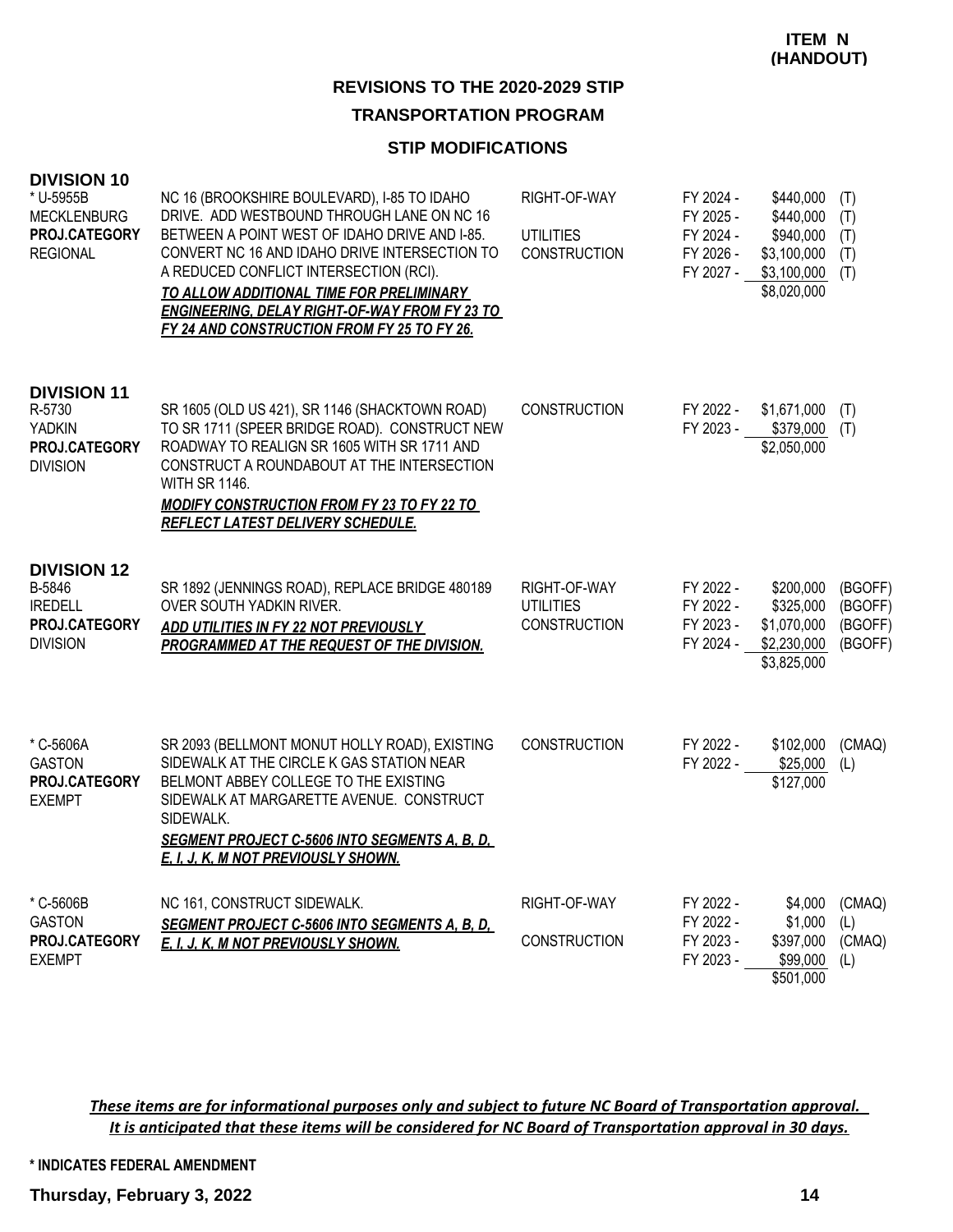**ITEM N (HANDOUT)**

## REVISIONS TO THE 2020-2029 STIP

### TRANSPORTATION PROGRAM

### STIP MODIFICATIONS

### DIVISION 10

| Project | Description | Work Type | Fiscal Year | Amount | Source |
|---|---|---|---|---|---|
| * U-5955B<br>MECKLENBURG<br>**PROJ.CATEGORY**<br>REGIONAL | NC 16 (BROOKSHIRE BOULEVARD), I-85 TO IDAHO DRIVE. ADD WESTBOUND THROUGH LANE ON NC 16 BETWEEN A POINT WEST OF IDAHO DRIVE AND I-85. CONVERT NC 16 AND IDAHO DRIVE INTERSECTION TO A REDUCED CONFLICT INTERSECTION (RCI).<br>***TO ALLOW ADDITIONAL TIME FOR PRELIMINARY ENGINEERING, DELAY RIGHT-OF-WAY FROM FY 23 TO FY 24 AND CONSTRUCTION FROM FY 25 TO FY 26.*** | RIGHT-OF-WAY | FY 2024 - | $440,000 | (T) |
| | | | FY 2025 - | $440,000 | (T) |
| | | UTILITIES | FY 2024 - | $940,000 | (T) |
| | | CONSTRUCTION | FY 2026 - | $3,100,000 | (T) |
| | | | FY 2027 - | $3,100,000 | (T) |
| | | | | $8,020,000 | |

### DIVISION 11

| Project | Description | Work Type | Fiscal Year | Amount | Source |
|---|---|---|---|---|---|
| R-5730<br>YADKIN<br>**PROJ.CATEGORY**<br>DIVISION | SR 1605 (OLD US 421), SR 1146 (SHACKTOWN ROAD) TO SR 1711 (SPEER BRIDGE ROAD). CONSTRUCT NEW ROADWAY TO REALIGN SR 1605 WITH SR 1711 AND CONSTRUCT A ROUNDABOUT AT THE INTERSECTION WITH SR 1146.<br>***MODIFY CONSTRUCTION FROM FY 23 TO FY 22 TO REFLECT LATEST DELIVERY SCHEDULE.*** | CONSTRUCTION | FY 2022 - | $1,671,000 | (T) |
| | | | FY 2023 - | $379,000 | (T) |
| | | | | $2,050,000 | |

### DIVISION 12

| Project | Description | Work Type | Fiscal Year | Amount | Source |
|---|---|---|---|---|---|
| B-5846<br>IREDELL<br>**PROJ.CATEGORY**<br>DIVISION | SR 1892 (JENNINGS ROAD), REPLACE BRIDGE 480189 OVER SOUTH YADKIN RIVER.<br>***ADD UTILITIES IN FY 22 NOT PREVIOUSLY PROGRAMMED AT THE REQUEST OF THE DIVISION.*** | RIGHT-OF-WAY | FY 2022 - | $200,000 | (BGOFF) |
| | | UTILITIES | FY 2022 - | $325,000 | (BGOFF) |
| | | CONSTRUCTION | FY 2023 - | $1,070,000 | (BGOFF) |
| | | | FY 2024 - | $2,230,000 | (BGOFF) |
| | | | | $3,825,000 | |
| * C-5606A<br>GASTON<br>**PROJ.CATEGORY**<br>EXEMPT | SR 2093 (BELLMONT MONUT HOLLY ROAD), EXISTING SIDEWALK AT THE CIRCLE K GAS STATION NEAR BELMONT ABBEY COLLEGE TO THE EXISTING SIDEWALK AT MARGARETTE AVENUE. CONSTRUCT SIDEWALK.<br>***SEGMENT PROJECT C-5606 INTO SEGMENTS A, B, D, E, I, J, K, M NOT PREVIOUSLY SHOWN.*** | CONSTRUCTION | FY 2022 - | $102,000 | (CMAQ) |
| | | | FY 2022 - | $25,000 | (L) |
| | | | | $127,000 | |
| * C-5606B<br>GASTON<br>**PROJ.CATEGORY**<br>EXEMPT | NC 161, CONSTRUCT SIDEWALK.<br>***SEGMENT PROJECT C-5606 INTO SEGMENTS A, B, D, E, I, J, K, M NOT PREVIOUSLY SHOWN.*** | RIGHT-OF-WAY | FY 2022 - | $4,000 | (CMAQ) |
| | | | FY 2022 - | $1,000 | (L) |
| | | CONSTRUCTION | FY 2023 - | $397,000 | (CMAQ) |
| | | | FY 2023 - | $99,000 | (L) |
| | | | | $501,000 | |

***These items are for informational purposes only and subject to future NC Board of Transportation approval. It is anticipated that these items will be considered for NC Board of Transportation approval in 30 days.***

**\* INDICATES FEDERAL AMENDMENT**

**Thursday, February 3, 2022**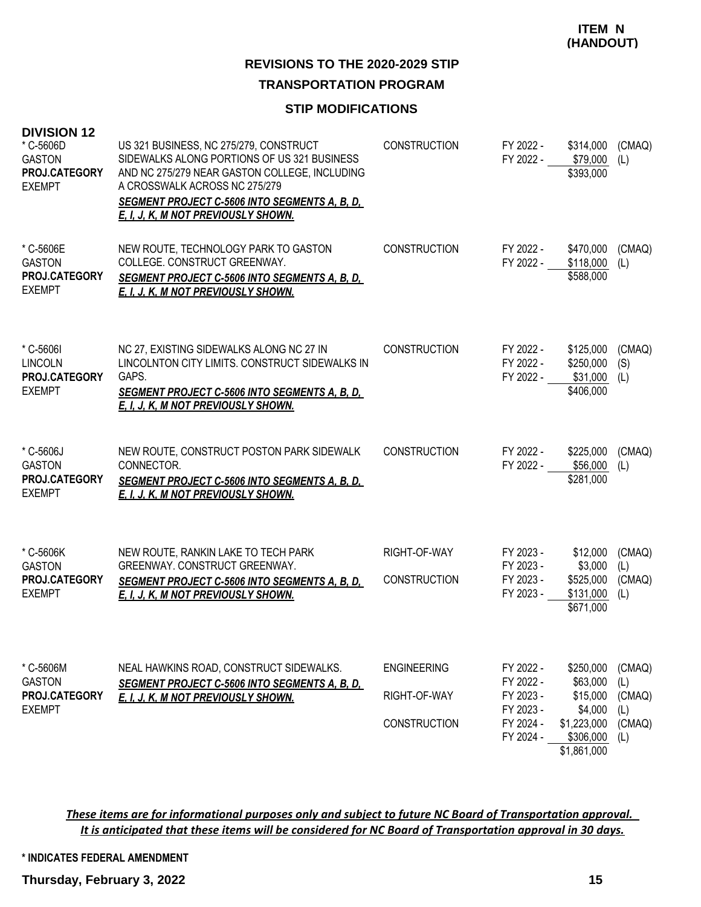**ITEM N (HANDOUT)**

## REVISIONS TO THE 2020-2029 STIP

## TRANSPORTATION PROGRAM

### STIP MODIFICATIONS

**DIVISION 12**

| Project | Description | Work Type | Fiscal Year | Amount | Fund |
|---|---|---|---|---|---|
| * C-5606D<br>GASTON<br>**PROJ.CATEGORY**<br>EXEMPT | US 321 BUSINESS, NC 275/279, CONSTRUCT SIDEWALKS ALONG PORTIONS OF US 321 BUSINESS AND NC 275/279 NEAR GASTON COLLEGE, INCLUDING A CROSSWALK ACROSS NC 275/279<br>***SEGMENT PROJECT C-5606 INTO SEGMENTS A, B, D, E, I, J, K, M NOT PREVIOUSLY SHOWN.*** | CONSTRUCTION | FY 2022 - | $314,000 | (CMAQ) |
| | | | FY 2022 - | $79,000 | (L) |
| | | | | $393,000 | |
| * C-5606E<br>GASTON<br>**PROJ.CATEGORY**<br>EXEMPT | NEW ROUTE, TECHNOLOGY PARK TO GASTON COLLEGE. CONSTRUCT GREENWAY.<br>***SEGMENT PROJECT C-5606 INTO SEGMENTS A, B, D, E, I, J, K, M NOT PREVIOUSLY SHOWN.*** | CONSTRUCTION | FY 2022 - | $470,000 | (CMAQ) |
| | | | FY 2022 - | $118,000 | (L) |
| | | | | $588,000 | |
| * C-5606I<br>LINCOLN<br>**PROJ.CATEGORY**<br>EXEMPT | NC 27, EXISTING SIDEWALKS ALONG NC 27 IN LINCOLNTON CITY LIMITS. CONSTRUCT SIDEWALKS IN GAPS.<br>***SEGMENT PROJECT C-5606 INTO SEGMENTS A, B, D, E, I, J, K, M NOT PREVIOUSLY SHOWN.*** | CONSTRUCTION | FY 2022 - | $125,000 | (CMAQ) |
| | | | FY 2022 - | $250,000 | (S) |
| | | | FY 2022 - | $31,000 | (L) |
| | | | | $406,000 | |
| * C-5606J<br>GASTON<br>**PROJ.CATEGORY**<br>EXEMPT | NEW ROUTE, CONSTRUCT POSTON PARK SIDEWALK CONNECTOR.<br>***SEGMENT PROJECT C-5606 INTO SEGMENTS A, B, D, E, I, J, K, M NOT PREVIOUSLY SHOWN.*** | CONSTRUCTION | FY 2022 - | $225,000 | (CMAQ) |
| | | | FY 2022 - | $56,000 | (L) |
| | | | | $281,000 | |
| * C-5606K<br>GASTON<br>**PROJ.CATEGORY**<br>EXEMPT | NEW ROUTE, RANKIN LAKE TO TECH PARK GREENWAY. CONSTRUCT GREENWAY.<br>***SEGMENT PROJECT C-5606 INTO SEGMENTS A, B, D, E, I, J, K, M NOT PREVIOUSLY SHOWN.*** | RIGHT-OF-WAY | FY 2023 - | $12,000 | (CMAQ) |
| | | | FY 2023 - | $3,000 | (L) |
| | | CONSTRUCTION | FY 2023 - | $525,000 | (CMAQ) |
| | | | FY 2023 - | $131,000 | (L) |
| | | | | $671,000 | |
| * C-5606M<br>GASTON<br>**PROJ.CATEGORY**<br>EXEMPT | NEAL HAWKINS ROAD, CONSTRUCT SIDEWALKS.<br>***SEGMENT PROJECT C-5606 INTO SEGMENTS A, B, D, E, I, J, K, M NOT PREVIOUSLY SHOWN.*** | ENGINEERING | FY 2022 - | $250,000 | (CMAQ) |
| | | | FY 2022 - | $63,000 | (L) |
| | | RIGHT-OF-WAY | FY 2023 - | $15,000 | (CMAQ) |
| | | | FY 2023 - | $4,000 | (L) |
| | | CONSTRUCTION | FY 2024 - | $1,223,000 | (CMAQ) |
| | | | FY 2024 - | $306,000 | (L) |
| | | | | $1,861,000 | |

***These items are for informational purposes only and subject to future NC Board of Transportation approval. It is anticipated that these items will be considered for NC Board of Transportation approval in 30 days.***

**\* INDICATES FEDERAL AMENDMENT**

**Thursday, February 3, 2022**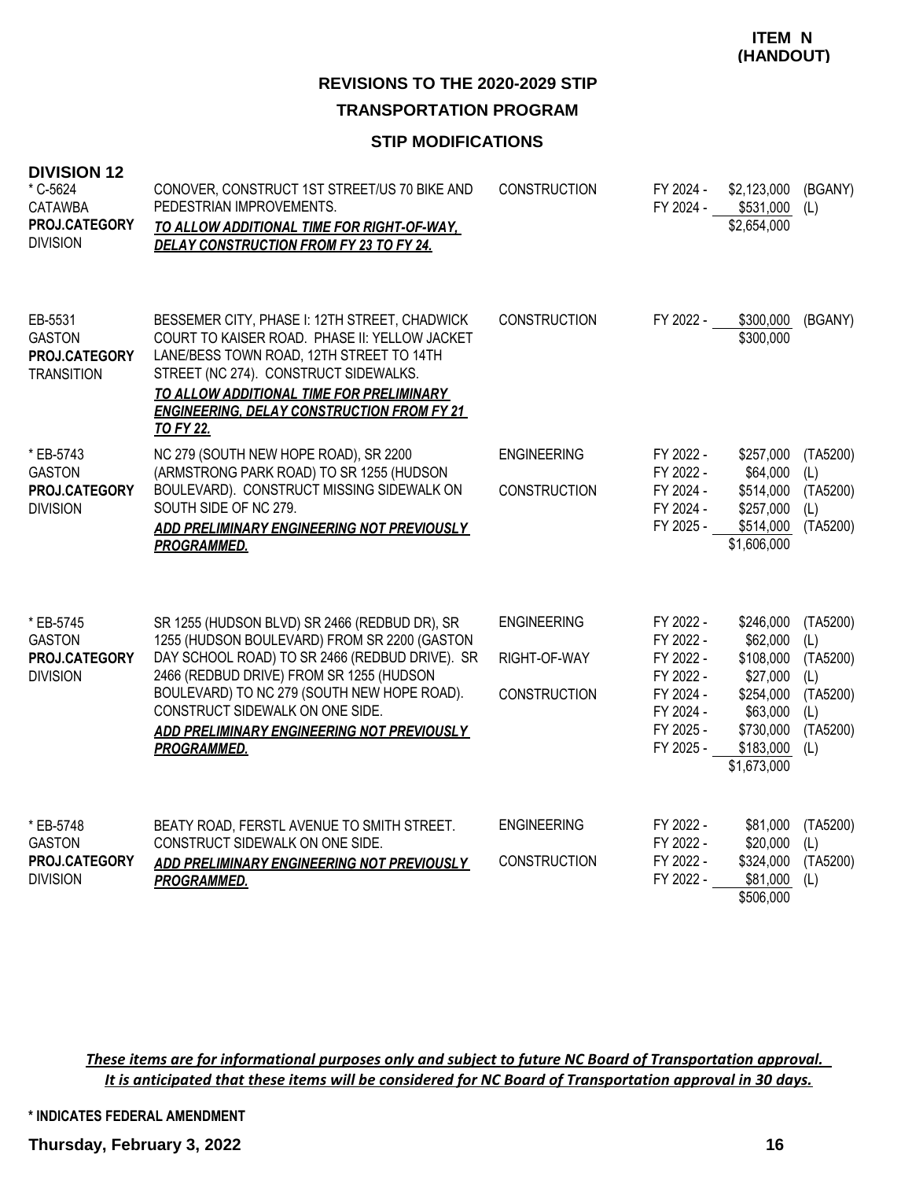**ITEM N (HANDOUT)**

# REVISIONS TO THE 2020-2029 STIP

## TRANSPORTATION PROGRAM

### STIP MODIFICATIONS

**DIVISION 12**

| Project | Description | Phase | Fiscal Year | Amount | Fund |
|---|---|---|---|---|---|
| * C-5624<br>CATAWBA<br>**PROJ.CATEGORY**<br>DIVISION | CONOVER, CONSTRUCT 1ST STREET/US 70 BIKE AND PEDESTRIAN IMPROVEMENTS.<br>***TO ALLOW ADDITIONAL TIME FOR RIGHT-OF-WAY, DELAY CONSTRUCTION FROM FY 23 TO FY 24.*** | CONSTRUCTION | FY 2024 - | $2,123,000 | (BGANY) |
| | | | FY 2024 - | $531,000 | (L) |
| | | | | $2,654,000 | |
| EB-5531<br>GASTON<br>**PROJ.CATEGORY**<br>TRANSITION | BESSEMER CITY, PHASE I: 12TH STREET, CHADWICK COURT TO KAISER ROAD. PHASE II: YELLOW JACKET LANE/BESS TOWN ROAD, 12TH STREET TO 14TH STREET (NC 274). CONSTRUCT SIDEWALKS.<br>***TO ALLOW ADDITIONAL TIME FOR PRELIMINARY ENGINEERING, DELAY CONSTRUCTION FROM FY 21 TO FY 22.*** | CONSTRUCTION | FY 2022 - | $300,000 | (BGANY) |
| | | | | $300,000 | |
| * EB-5743<br>GASTON<br>**PROJ.CATEGORY**<br>DIVISION | NC 279 (SOUTH NEW HOPE ROAD), SR 2200 (ARMSTRONG PARK ROAD) TO SR 1255 (HUDSON BOULEVARD). CONSTRUCT MISSING SIDEWALK ON SOUTH SIDE OF NC 279.<br>***ADD PRELIMINARY ENGINEERING NOT PREVIOUSLY PROGRAMMED.*** | ENGINEERING | FY 2022 - | $257,000 | (TA5200) |
| | | | FY 2022 - | $64,000 | (L) |
| | | CONSTRUCTION | FY 2024 - | $514,000 | (TA5200) |
| | | | FY 2024 - | $257,000 | (L) |
| | | | FY 2025 - | $514,000 | (TA5200) |
| | | | | $1,606,000 | |
| * EB-5745<br>GASTON<br>**PROJ.CATEGORY**<br>DIVISION | SR 1255 (HUDSON BLVD) SR 2466 (REDBUD DR), SR 1255 (HUDSON BOULEVARD) FROM SR 2200 (GASTON DAY SCHOOL ROAD) TO SR 2466 (REDBUD DRIVE). SR 2466 (REDBUD DRIVE) FROM SR 1255 (HUDSON BOULEVARD) TO NC 279 (SOUTH NEW HOPE ROAD). CONSTRUCT SIDEWALK ON ONE SIDE.<br>***ADD PRELIMINARY ENGINEERING NOT PREVIOUSLY PROGRAMMED.*** | ENGINEERING | FY 2022 - | $246,000 | (TA5200) |
| | | | FY 2022 - | $62,000 | (L) |
| | | RIGHT-OF-WAY | FY 2022 - | $108,000 | (TA5200) |
| | | | FY 2022 - | $27,000 | (L) |
| | | CONSTRUCTION | FY 2024 - | $254,000 | (TA5200) |
| | | | FY 2024 - | $63,000 | (L) |
| | | | FY 2025 - | $730,000 | (TA5200) |
| | | | FY 2025 - | $183,000 | (L) |
| | | | | $1,673,000 | |
| * EB-5748<br>GASTON<br>**PROJ.CATEGORY**<br>DIVISION | BEATY ROAD, FERSTL AVENUE TO SMITH STREET. CONSTRUCT SIDEWALK ON ONE SIDE.<br>***ADD PRELIMINARY ENGINEERING NOT PREVIOUSLY PROGRAMMED.*** | ENGINEERING | FY 2022 - | $81,000 | (TA5200) |
| | | | FY 2022 - | $20,000 | (L) |
| | | CONSTRUCTION | FY 2022 - | $324,000 | (TA5200) |
| | | | FY 2022 - | $81,000 | (L) |
| | | | | $506,000 | |

***These items are for informational purposes only and subject to future NC Board of Transportation approval. It is anticipated that these items will be considered for NC Board of Transportation approval in 30 days.***

**\* INDICATES FEDERAL AMENDMENT**

**Thursday, February 3, 2022**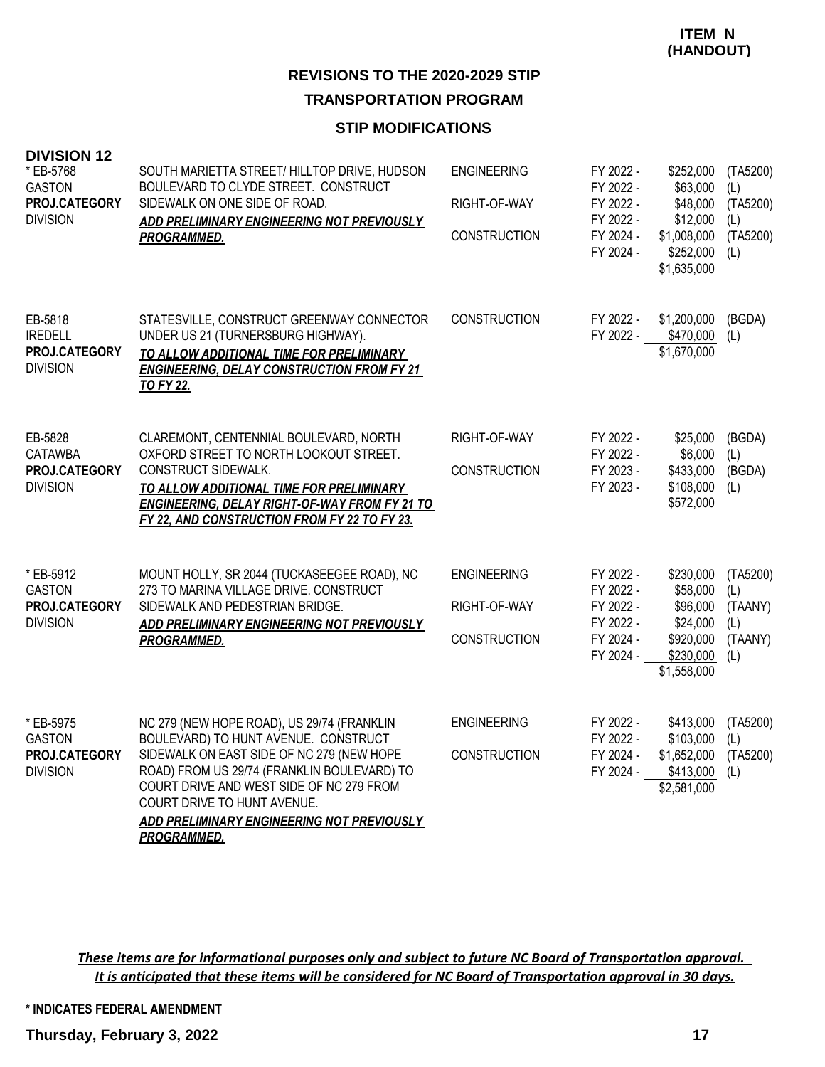**ITEM N (HANDOUT)**

## REVISIONS TO THE 2020-2029 STIP

## TRANSPORTATION PROGRAM

### STIP MODIFICATIONS

**DIVISION 12**

| Project | Description | Phase | Fiscal Year | Amount | Fund |
|---|---|---|---|---|---|
| * EB-5768<br>GASTON<br>**PROJ.CATEGORY**<br>DIVISION | SOUTH MARIETTA STREET/ HILLTOP DRIVE, HUDSON BOULEVARD TO CLYDE STREET. CONSTRUCT SIDEWALK ON ONE SIDE OF ROAD.<br>***ADD PRELIMINARY ENGINEERING NOT PREVIOUSLY PROGRAMMED.*** | ENGINEERING | FY 2022 - | $252,000 | (TA5200) |
| | | | FY 2022 - | $63,000 | (L) |
| | | RIGHT-OF-WAY | FY 2022 - | $48,000 | (TA5200) |
| | | | FY 2022 - | $12,000 | (L) |
| | | CONSTRUCTION | FY 2024 - | $1,008,000 | (TA5200) |
| | | | FY 2024 - | $252,000 | (L) |
| | | | | $1,635,000 | |
| EB-5818<br>IREDELL<br>**PROJ.CATEGORY**<br>DIVISION | STATESVILLE, CONSTRUCT GREENWAY CONNECTOR UNDER US 21 (TURNERSBURG HIGHWAY).<br>***TO ALLOW ADDITIONAL TIME FOR PRELIMINARY ENGINEERING, DELAY CONSTRUCTION FROM FY 21 TO FY 22.*** | CONSTRUCTION | FY 2022 - | $1,200,000 | (BGDA) |
| | | | FY 2022 - | $470,000 | (L) |
| | | | | $1,670,000 | |
| EB-5828<br>CATAWBA<br>**PROJ.CATEGORY**<br>DIVISION | CLAREMONT, CENTENNIAL BOULEVARD, NORTH OXFORD STREET TO NORTH LOOKOUT STREET. CONSTRUCT SIDEWALK.<br>***TO ALLOW ADDITIONAL TIME FOR PRELIMINARY ENGINEERING, DELAY RIGHT-OF-WAY FROM FY 21 TO FY 22, AND CONSTRUCTION FROM FY 22 TO FY 23.*** | RIGHT-OF-WAY | FY 2022 - | $25,000 | (BGDA) |
| | | | FY 2022 - | $6,000 | (L) |
| | | CONSTRUCTION | FY 2023 - | $433,000 | (BGDA) |
| | | | FY 2023 - | $108,000 | (L) |
| | | | | $572,000 | |
| * EB-5912<br>GASTON<br>**PROJ.CATEGORY**<br>DIVISION | MOUNT HOLLY, SR 2044 (TUCKASEEGEE ROAD), NC 273 TO MARINA VILLAGE DRIVE. CONSTRUCT SIDEWALK AND PEDESTRIAN BRIDGE.<br>***ADD PRELIMINARY ENGINEERING NOT PREVIOUSLY PROGRAMMED.*** | ENGINEERING | FY 2022 - | $230,000 | (TA5200) |
| | | | FY 2022 - | $58,000 | (L) |
| | | RIGHT-OF-WAY | FY 2022 - | $96,000 | (TAANY) |
| | | | FY 2022 - | $24,000 | (L) |
| | | CONSTRUCTION | FY 2024 - | $920,000 | (TAANY) |
| | | | FY 2024 - | $230,000 | (L) |
| | | | | $1,558,000 | |
| * EB-5975<br>GASTON<br>**PROJ.CATEGORY**<br>DIVISION | NC 279 (NEW HOPE ROAD), US 29/74 (FRANKLIN BOULEVARD) TO HUNT AVENUE. CONSTRUCT SIDEWALK ON EAST SIDE OF NC 279 (NEW HOPE ROAD) FROM US 29/74 (FRANKLIN BOULEVARD) TO COURT DRIVE AND WEST SIDE OF NC 279 FROM COURT DRIVE TO HUNT AVENUE.<br>***ADD PRELIMINARY ENGINEERING NOT PREVIOUSLY PROGRAMMED.*** | ENGINEERING | FY 2022 - | $413,000 | (TA5200) |
| | | | FY 2022 - | $103,000 | (L) |
| | | CONSTRUCTION | FY 2024 - | $1,652,000 | (TA5200) |
| | | | FY 2024 - | $413,000 | (L) |
| | | | | $2,581,000 | |

***These items are for informational purposes only and subject to future NC Board of Transportation approval. It is anticipated that these items will be considered for NC Board of Transportation approval in 30 days.***

**\* INDICATES FEDERAL AMENDMENT**

**Thursday, February 3, 2022**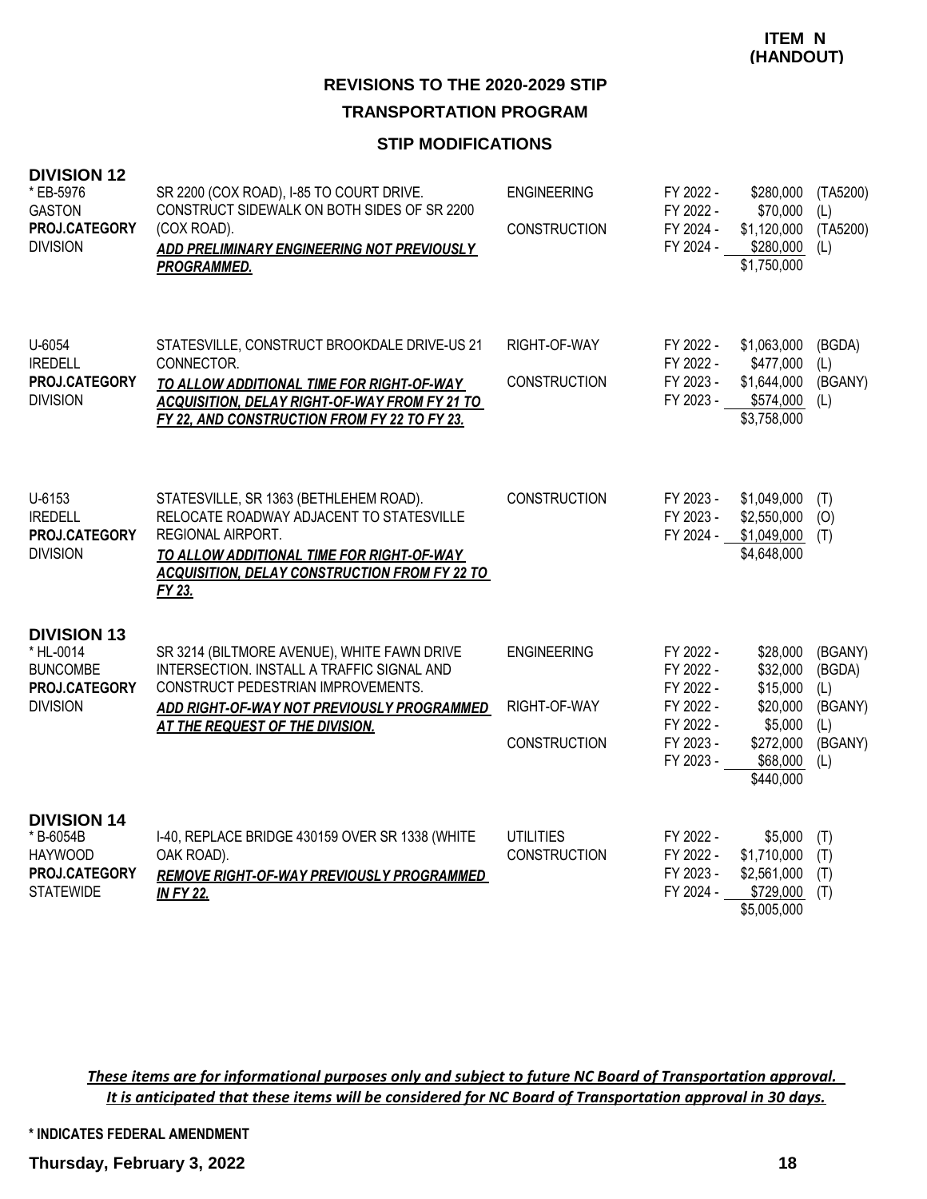**ITEM N (HANDOUT)**

## REVISIONS TO THE 2020-2029 STIP

### TRANSPORTATION PROGRAM

### STIP MODIFICATIONS

**DIVISION 12**

| Project | Description | Work Type | Fiscal Year | Amount | Funding |
|---|---|---|---|---|---|
| * EB-5976<br>GASTON<br>**PROJ.CATEGORY**<br>DIVISION | SR 2200 (COX ROAD), I-85 TO COURT DRIVE. CONSTRUCT SIDEWALK ON BOTH SIDES OF SR 2200 (COX ROAD).<br>***ADD PRELIMINARY ENGINEERING NOT PREVIOUSLY PROGRAMMED.*** | ENGINEERING | FY 2022 - | $280,000 | (TA5200) |
| | | | FY 2022 - | $70,000 | (L) |
| | | CONSTRUCTION | FY 2024 - | $1,120,000 | (TA5200) |
| | | | FY 2024 - | $280,000 | (L) |
| | | | | $1,750,000 | |
| U-6054<br>IREDELL<br>**PROJ.CATEGORY**<br>DIVISION | STATESVILLE, CONSTRUCT BROOKDALE DRIVE-US 21 CONNECTOR.<br>***TO ALLOW ADDITIONAL TIME FOR RIGHT-OF-WAY ACQUISITION, DELAY RIGHT-OF-WAY FROM FY 21 TO FY 22, AND CONSTRUCTION FROM FY 22 TO FY 23.*** | RIGHT-OF-WAY | FY 2022 - | $1,063,000 | (BGDA) |
| | | | FY 2022 - | $477,000 | (L) |
| | | CONSTRUCTION | FY 2023 - | $1,644,000 | (BGANY) |
| | | | FY 2023 - | $574,000 | (L) |
| | | | | $3,758,000 | |
| U-6153<br>IREDELL<br>**PROJ.CATEGORY**<br>DIVISION | STATESVILLE, SR 1363 (BETHLEHEM ROAD). RELOCATE ROADWAY ADJACENT TO STATESVILLE REGIONAL AIRPORT.<br>***TO ALLOW ADDITIONAL TIME FOR RIGHT-OF-WAY ACQUISITION, DELAY CONSTRUCTION FROM FY 22 TO FY 23.*** | CONSTRUCTION | FY 2023 - | $1,049,000 | (T) |
| | | | FY 2023 - | $2,550,000 | (O) |
| | | | FY 2024 - | $1,049,000 | (T) |
| | | | | $4,648,000 | |

**DIVISION 13**

| Project | Description | Work Type | Fiscal Year | Amount | Funding |
|---|---|---|---|---|---|
| * HL-0014<br>BUNCOMBE<br>**PROJ.CATEGORY**<br>DIVISION | SR 3214 (BILTMORE AVENUE), WHITE FAWN DRIVE INTERSECTION. INSTALL A TRAFFIC SIGNAL AND CONSTRUCT PEDESTRIAN IMPROVEMENTS.<br>***ADD RIGHT-OF-WAY NOT PREVIOUSLY PROGRAMMED AT THE REQUEST OF THE DIVISION.*** | ENGINEERING | FY 2022 - | $28,000 | (BGANY) |
| | | | FY 2022 - | $32,000 | (BGDA) |
| | | | FY 2022 - | $15,000 | (L) |
| | | RIGHT-OF-WAY | FY 2022 - | $20,000 | (BGANY) |
| | | | FY 2022 - | $5,000 | (L) |
| | | CONSTRUCTION | FY 2023 - | $272,000 | (BGANY) |
| | | | FY 2023 - | $68,000 | (L) |
| | | | | $440,000 | |

**DIVISION 14**

| Project | Description | Work Type | Fiscal Year | Amount | Funding |
|---|---|---|---|---|---|
| * B-6054B<br>HAYWOOD<br>**PROJ.CATEGORY**<br>STATEWIDE | I-40, REPLACE BRIDGE 430159 OVER SR 1338 (WHITE OAK ROAD).<br>***REMOVE RIGHT-OF-WAY PREVIOUSLY PROGRAMMED IN FY 22.*** | UTILITIES | FY 2022 - | $5,000 | (T) |
| | | CONSTRUCTION | FY 2022 - | $1,710,000 | (T) |
| | | | FY 2023 - | $2,561,000 | (T) |
| | | | FY 2024 - | $729,000 | (T) |
| | | | | $5,005,000 | |

***These items are for informational purposes only and subject to future NC Board of Transportation approval. It is anticipated that these items will be considered for NC Board of Transportation approval in 30 days.***

**\* INDICATES FEDERAL AMENDMENT**

**Thursday, February 3, 2022**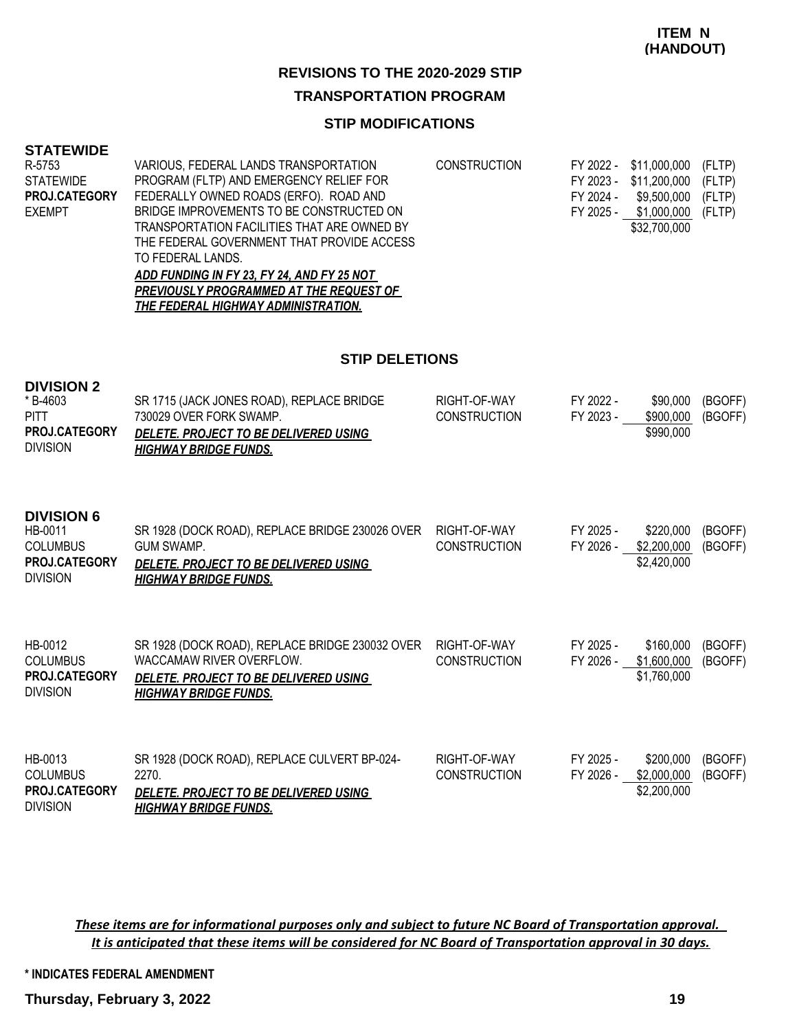**ITEM N (HANDOUT)**

## REVISIONS TO THE 2020-2029 STIP

## TRANSPORTATION PROGRAM

### STIP MODIFICATIONS

**STATEWIDE**

| | | | | | |
|---|---|---|---|---|---|
| R-5753<br>STATEWIDE<br>**PROJ.CATEGORY**<br>EXEMPT | VARIOUS, FEDERAL LANDS TRANSPORTATION PROGRAM (FLTP) AND EMERGENCY RELIEF FOR FEDERALLY OWNED ROADS (ERFO). ROAD AND BRIDGE IMPROVEMENTS TO BE CONSTRUCTED ON TRANSPORTATION FACILITIES THAT ARE OWNED BY THE FEDERAL GOVERNMENT THAT PROVIDE ACCESS TO FEDERAL LANDS.<br>***ADD FUNDING IN FY 23, FY 24, AND FY 25 NOT PREVIOUSLY PROGRAMMED AT THE REQUEST OF THE FEDERAL HIGHWAY ADMINISTRATION.*** | CONSTRUCTION | FY 2022 -<br>FY 2023 -<br>FY 2024 -<br>FY 2025 - | \$11,000,000<br>\$11,200,000<br>\$9,500,000<br>\$1,000,000<br>\$32,700,000 | (FLTP)<br>(FLTP)<br>(FLTP)<br>(FLTP) |

### STIP DELETIONS

**DIVISION 2**

| | | | | | |
|---|---|---|---|---|---|
| * B-4603<br>PITT<br>**PROJ.CATEGORY**<br>DIVISION | SR 1715 (JACK JONES ROAD), REPLACE BRIDGE 730029 OVER FORK SWAMP.<br>***DELETE. PROJECT TO BE DELIVERED USING HIGHWAY BRIDGE FUNDS.*** | RIGHT-OF-WAY<br>CONSTRUCTION | FY 2022 -<br>FY 2023 - | \$90,000<br>\$900,000<br>\$990,000 | (BGOFF)<br>(BGOFF) |

**DIVISION 6**

| | | | | | |
|---|---|---|---|---|---|
| HB-0011<br>COLUMBUS<br>**PROJ.CATEGORY**<br>DIVISION | SR 1928 (DOCK ROAD), REPLACE BRIDGE 230026 OVER GUM SWAMP.<br>***DELETE. PROJECT TO BE DELIVERED USING HIGHWAY BRIDGE FUNDS.*** | RIGHT-OF-WAY<br>CONSTRUCTION | FY 2025 -<br>FY 2026 - | \$220,000<br>\$2,200,000<br>\$2,420,000 | (BGOFF)<br>(BGOFF) |
| HB-0012<br>COLUMBUS<br>**PROJ.CATEGORY**<br>DIVISION | SR 1928 (DOCK ROAD), REPLACE BRIDGE 230032 OVER WACCAMAW RIVER OVERFLOW.<br>***DELETE. PROJECT TO BE DELIVERED USING HIGHWAY BRIDGE FUNDS.*** | RIGHT-OF-WAY<br>CONSTRUCTION | FY 2025 -<br>FY 2026 - | \$160,000<br>\$1,600,000<br>\$1,760,000 | (BGOFF)<br>(BGOFF) |
| HB-0013<br>COLUMBUS<br>**PROJ.CATEGORY**<br>DIVISION | SR 1928 (DOCK ROAD), REPLACE CULVERT BP-024-2270.<br>***DELETE. PROJECT TO BE DELIVERED USING HIGHWAY BRIDGE FUNDS.*** | RIGHT-OF-WAY<br>CONSTRUCTION | FY 2025 -<br>FY 2026 - | \$200,000<br>\$2,000,000<br>\$2,200,000 | (BGOFF)<br>(BGOFF) |

***These items are for informational purposes only and subject to future NC Board of Transportation approval. It is anticipated that these items will be considered for NC Board of Transportation approval in 30 days.***

**\* INDICATES FEDERAL AMENDMENT**

**Thursday, February 3, 2022**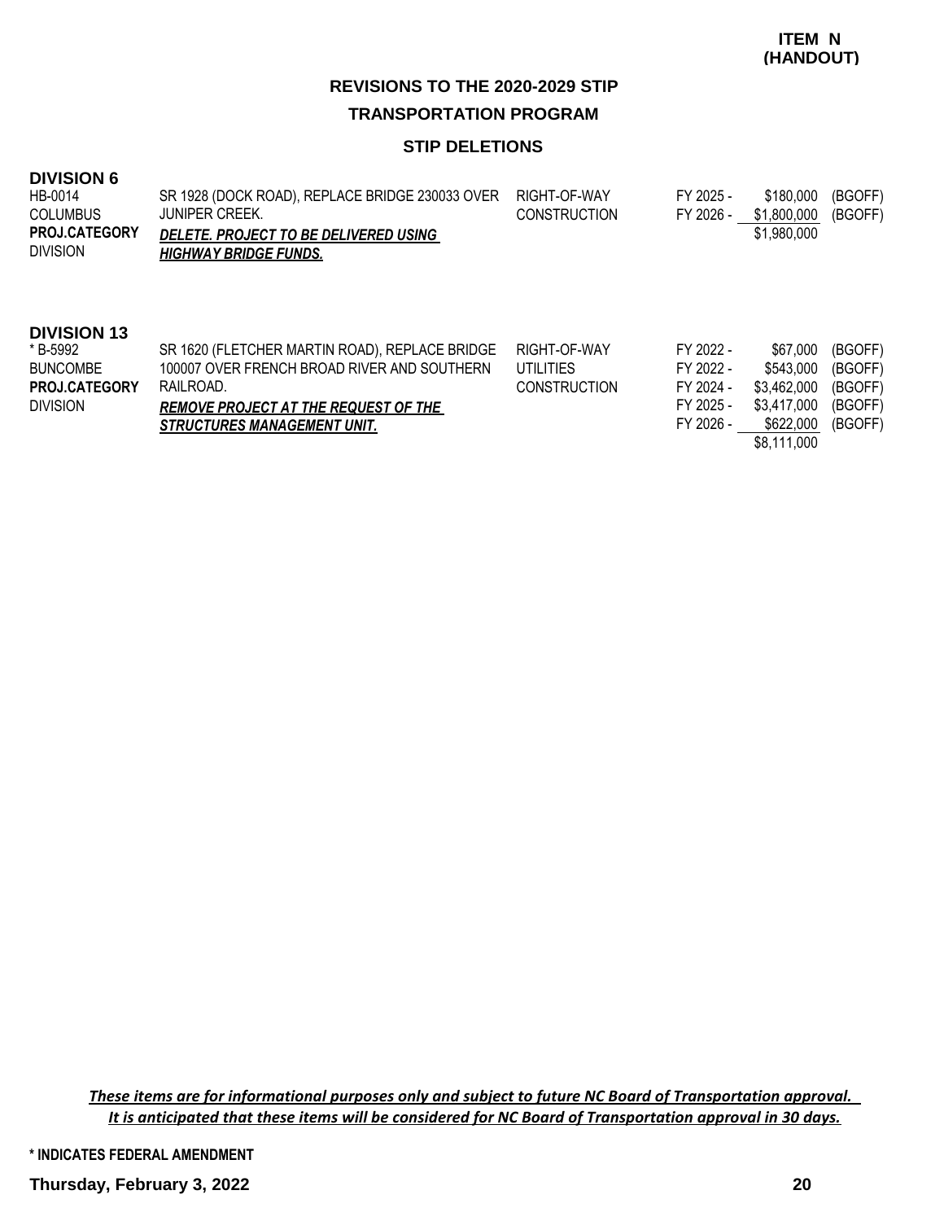**ITEM N**
**(HANDOUT)**

## REVISIONS TO THE 2020-2029 STIP

### TRANSPORTATION PROGRAM

### STIP DELETIONS

**DIVISION 6**

| | | | | | |
|---|---|---|---|---|---|
| HB-0014<br>COLUMBUS<br>**PROJ.CATEGORY**<br>DIVISION | SR 1928 (DOCK ROAD), REPLACE BRIDGE 230033 OVER JUNIPER CREEK.<br>***DELETE. PROJECT TO BE DELIVERED USING HIGHWAY BRIDGE FUNDS.*** | RIGHT-OF-WAY | FY 2025 - | $180,000 | (BGOFF) |
| | | CONSTRUCTION | FY 2026 - | $1,800,000 | (BGOFF) |
| | | | | $1,980,000 | |

**DIVISION 13**

| | | | | | |
|---|---|---|---|---|---|
| * B-5992<br>BUNCOMBE<br>**PROJ.CATEGORY**<br>DIVISION | SR 1620 (FLETCHER MARTIN ROAD), REPLACE BRIDGE 100007 OVER FRENCH BROAD RIVER AND SOUTHERN RAILROAD.<br>***REMOVE PROJECT AT THE REQUEST OF THE STRUCTURES MANAGEMENT UNIT.*** | RIGHT-OF-WAY | FY 2022 - | $67,000 | (BGOFF) |
| | | UTILITIES | FY 2022 - | $543,000 | (BGOFF) |
| | | CONSTRUCTION | FY 2024 - | $3,462,000 | (BGOFF) |
| | | | FY 2025 - | $3,417,000 | (BGOFF) |
| | | | FY 2026 - | $622,000 | (BGOFF) |
| | | | | $8,111,000 | |

***These items are for informational purposes only and subject to future NC Board of Transportation approval. It is anticipated that these items will be considered for NC Board of Transportation approval in 30 days.***

**\* INDICATES FEDERAL AMENDMENT**

**Thursday, February 3, 2022**